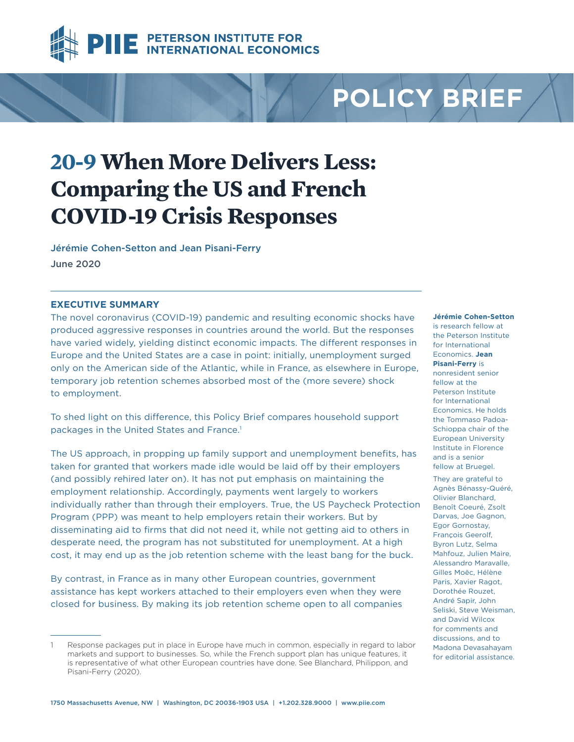PETERSON INSTITUTE FOR INTERNATIONAL ECONOMICS

POLICY BRIEF

# 20-9 When More Delivers Less: Comparing the US and French COVID-19 Crisis Responses

Jérémie Cohen-Setton and Jean Pisani-Ferry

June 2020

**Jérémie Cohen-Setton** is research fellow at the Peterson Institute for International Economics. **Jean Pisani-Ferry** is nonresident senior fellow at the Peterson Institute for International Economics. He holds the Tommaso Padoa-Schioppa chair of the European University Institute in Florence and is a senior fellow at Bruegel.

They are grateful to Agnès Bénassy-Quéré, Olivier Blanchard, Benoît Coeuré, Zsolt Darvas, Joe Gagnon, Egor Gornostay, François Geerolf, Byron Lutz, Selma Mahfouz, Julien Maire, Alessandro Maravalle, Gilles Moëc, Hélène Paris, Xavier Ragot, Dorothée Rouzet, André Sapir, John Seliski, Steve Weisman, and David Wilcox for comments and discussions, and to Madona Devasahayam for editorial assistance.

## EXECUTIVE SUMMARY

The novel coronavirus (COVID-19) pandemic and resulting economic shocks have produced aggressive responses in countries around the world. But the responses have varied widely, yielding distinct economic impacts. The different responses in Europe and the United States are a case in point: initially, unemployment surged only on the American side of the Atlantic, while in France, as elsewhere in Europe, temporary job retention schemes absorbed most of the (more severe) shock to employment.

To shed light on this difference, this Policy Brief compares household support packages in the United States and France.[1]

The US approach, in propping up family support and unemployment benefits, has taken for granted that workers made idle would be laid off by their employers (and possibly rehired later on). It has not put emphasis on maintaining the employment relationship. Accordingly, payments went largely to workers individually rather than through their employers. True, the US Paycheck Protection Program (PPP) was meant to help employers retain their workers. But by disseminating aid to firms that did not need it, while not getting aid to others in desperate need, the program has not substituted for unemployment. At a high cost, it may end up as the job retention scheme with the least bang for the buck.

By contrast, in France as in many other European countries, government assistance has kept workers attached to their employers even when they were closed for business. By making its job retention scheme open to all companies

1 Response packages put in place in Europe have much in common, especially in regard to labor markets and support to businesses. So, while the French support plan has unique features, it is representative of what other European countries have done. See Blanchard, Philippon, and Pisani-Ferry (2020).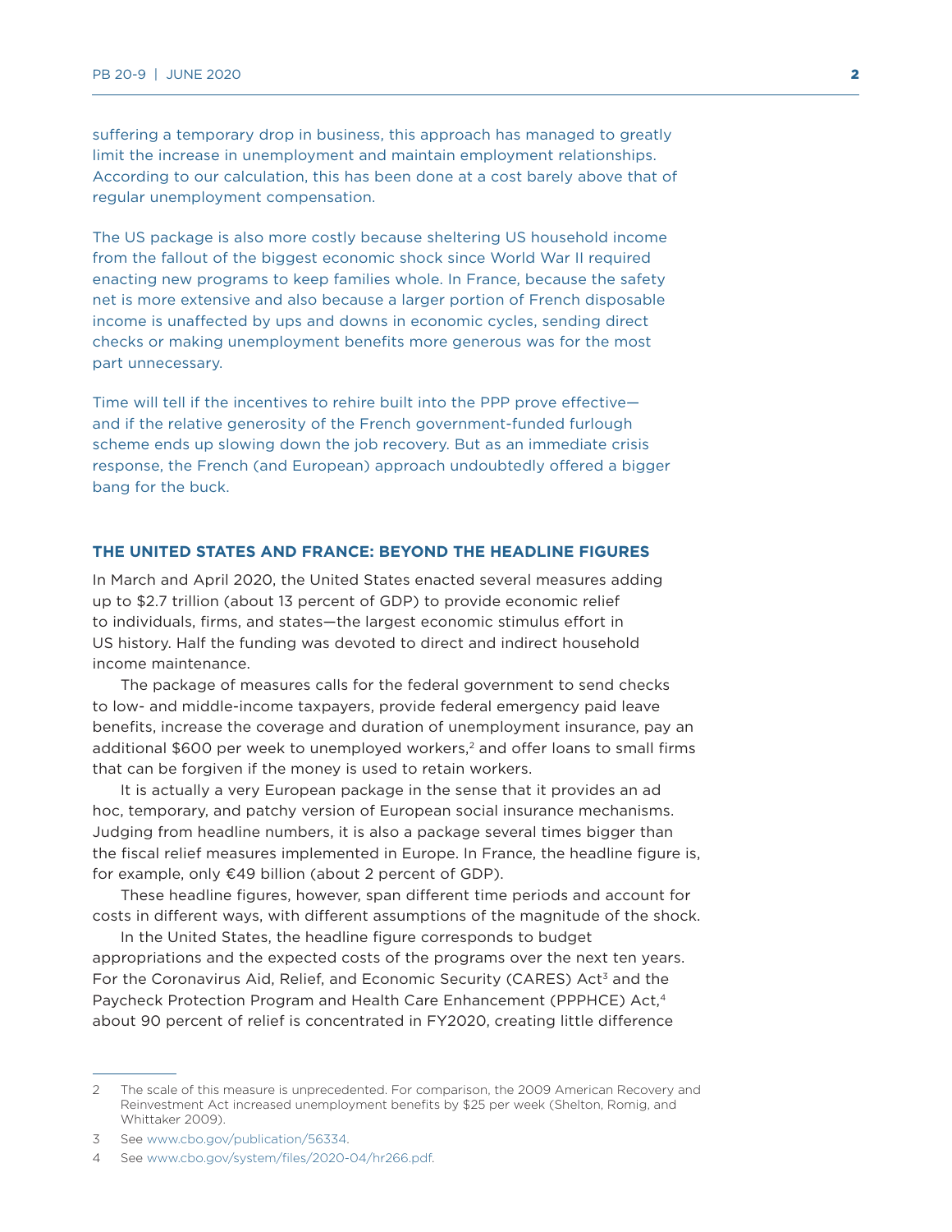suffering a temporary drop in business, this approach has managed to greatly limit the increase in unemployment and maintain employment relationships. According to our calculation, this has been done at a cost barely above that of regular unemployment compensation.

The US package is also more costly because sheltering US household income from the fallout of the biggest economic shock since World War II required enacting new programs to keep families whole. In France, because the safety net is more extensive and also because a larger portion of French disposable income is unaffected by ups and downs in economic cycles, sending direct checks or making unemployment benefits more generous was for the most part unnecessary.

Time will tell if the incentives to rehire built into the PPP prove effective—and if the relative generosity of the French government-funded furlough scheme ends up slowing down the job recovery. But as an immediate crisis response, the French (and European) approach undoubtedly offered a bigger bang for the buck.

## THE UNITED STATES AND FRANCE: BEYOND THE HEADLINE FIGURES

In March and April 2020, the United States enacted several measures adding up to $2.7 trillion (about 13 percent of GDP) to provide economic relief to individuals, firms, and states—the largest economic stimulus effort in US history. Half the funding was devoted to direct and indirect household income maintenance.

The package of measures calls for the federal government to send checks to low- and middle-income taxpayers, provide federal emergency paid leave benefits, increase the coverage and duration of unemployment insurance, pay an additional $600 per week to unemployed workers,[2] and offer loans to small firms that can be forgiven if the money is used to retain workers.

It is actually a very European package in the sense that it provides an ad hoc, temporary, and patchy version of European social insurance mechanisms. Judging from headline numbers, it is also a package several times bigger than the fiscal relief measures implemented in Europe. In France, the headline figure is, for example, only €49 billion (about 2 percent of GDP).

These headline figures, however, span different time periods and account for costs in different ways, with different assumptions of the magnitude of the shock.

In the United States, the headline figure corresponds to budget appropriations and the expected costs of the programs over the next ten years. For the Coronavirus Aid, Relief, and Economic Security (CARES) Act[3] and the Paycheck Protection Program and Health Care Enhancement (PPPHCE) Act,[4] about 90 percent of relief is concentrated in FY2020, creating little difference

---

2 The scale of this measure is unprecedented. For comparison, the 2009 American Recovery and Reinvestment Act increased unemployment benefits by $25 per week (Shelton, Romig, and Whittaker 2009).

3 See www.cbo.gov/publication/56334.

4 See www.cbo.gov/system/files/2020-04/hr266.pdf.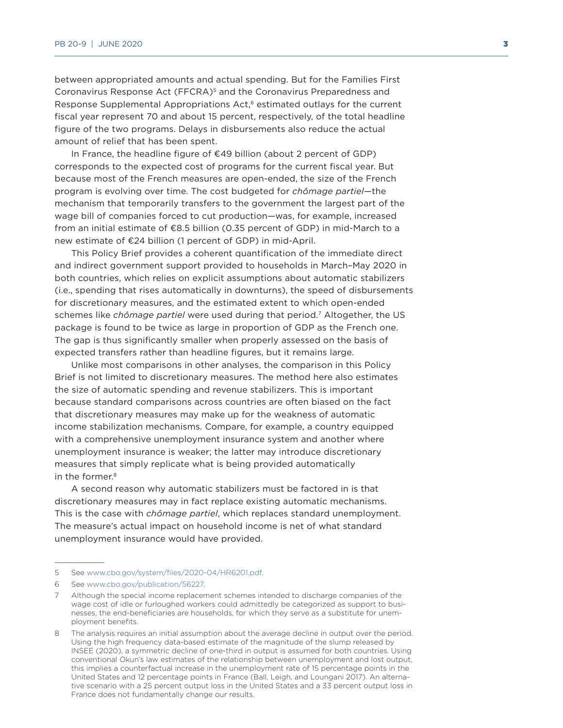between appropriated amounts and actual spending. But for the Families First Coronavirus Response Act (FFCRA)[5] and the Coronavirus Preparedness and Response Supplemental Appropriations Act,[6] estimated outlays for the current fiscal year represent 70 and about 15 percent, respectively, of the total headline figure of the two programs. Delays in disbursements also reduce the actual amount of relief that has been spent.

In France, the headline figure of €49 billion (about 2 percent of GDP) corresponds to the expected cost of programs for the current fiscal year. But because most of the French measures are open-ended, the size of the French program is evolving over time. The cost budgeted for *chômage partiel*—the mechanism that temporarily transfers to the government the largest part of the wage bill of companies forced to cut production—was, for example, increased from an initial estimate of €8.5 billion (0.35 percent of GDP) in mid-March to a new estimate of €24 billion (1 percent of GDP) in mid-April.

This Policy Brief provides a coherent quantification of the immediate direct and indirect government support provided to households in March–May 2020 in both countries, which relies on explicit assumptions about automatic stabilizers (i.e., spending that rises automatically in downturns), the speed of disbursements for discretionary measures, and the estimated extent to which open-ended schemes like *chômage partiel* were used during that period.[7] Altogether, the US package is found to be twice as large in proportion of GDP as the French one. The gap is thus significantly smaller when properly assessed on the basis of expected transfers rather than headline figures, but it remains large.

Unlike most comparisons in other analyses, the comparison in this Policy Brief is not limited to discretionary measures. The method here also estimates the size of automatic spending and revenue stabilizers. This is important because standard comparisons across countries are often biased on the fact that discretionary measures may make up for the weakness of automatic income stabilization mechanisms. Compare, for example, a country equipped with a comprehensive unemployment insurance system and another where unemployment insurance is weaker; the latter may introduce discretionary measures that simply replicate what is being provided automatically in the former.[8]

A second reason why automatic stabilizers must be factored in is that discretionary measures may in fact replace existing automatic mechanisms. This is the case with *chômage partiel*, which replaces standard unemployment. The measure's actual impact on household income is net of what standard unemployment insurance would have provided.

---

5 See www.cbo.gov/system/files/2020-04/HR6201.pdf.

6 See www.cbo.gov/publication/56227.

7 Although the special income replacement schemes intended to discharge companies of the wage cost of idle or furloughed workers could admittedly be categorized as support to businesses, the end-beneficiaries are households, for which they serve as a substitute for unemployment benefits.

8 The analysis requires an initial assumption about the average decline in output over the period. Using the high frequency data-based estimate of the magnitude of the slump released by INSEE (2020), a symmetric decline of one-third in output is assumed for both countries. Using conventional Okun's law estimates of the relationship between unemployment and lost output, this implies a counterfactual increase in the unemployment rate of 15 percentage points in the United States and 12 percentage points in France (Ball, Leigh, and Loungani 2017). An alternative scenario with a 25 percent output loss in the United States and a 33 percent output loss in France does not fundamentally change our results.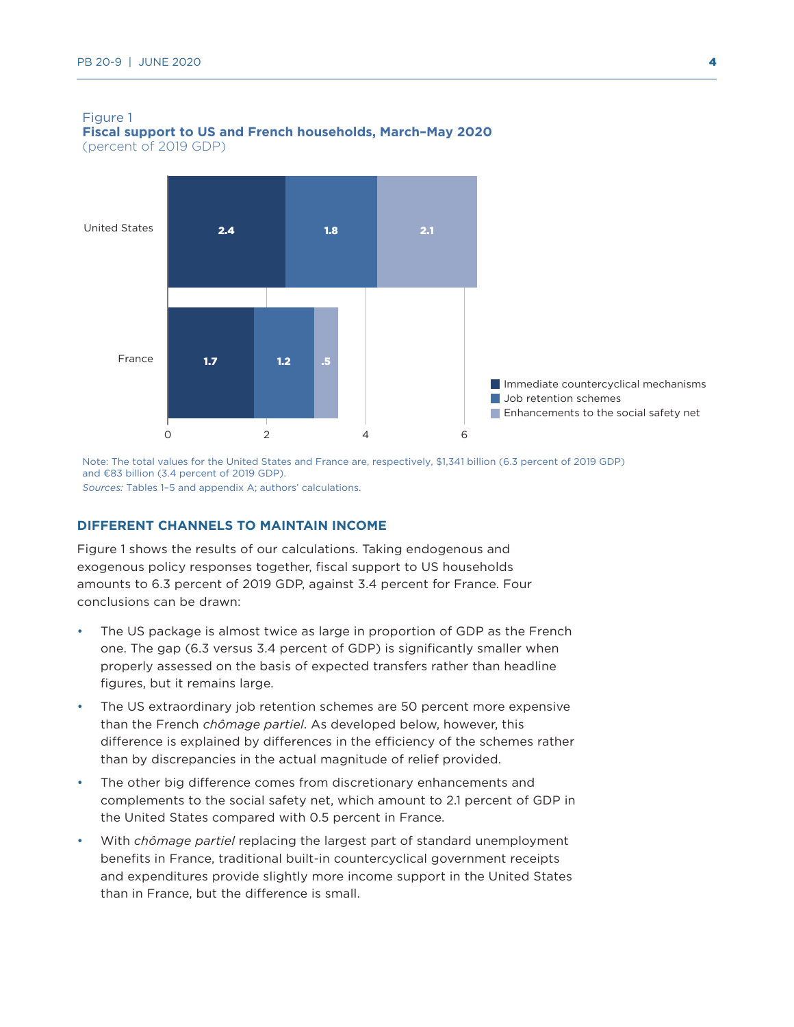Figure 1
**Fiscal support to US and French households, March–May 2020**
(percent of 2019 GDP)

| | Immediate countercyclical mechanisms | Job retention schemes | Enhancements to the social safety net |
|---|---|---|---|
| United States | 2.4 | 1.8 | 2.1 |
| France | 1.7 | 1.2 | .5 |

Note: The total values for the United States and France are, respectively, $1,341 billion (6.3 percent of 2019 GDP) and €83 billion (3.4 percent of 2019 GDP).
*Sources:* Tables 1–5 and appendix A; authors' calculations.

## DIFFERENT CHANNELS TO MAINTAIN INCOME

Figure 1 shows the results of our calculations. Taking endogenous and exogenous policy responses together, fiscal support to US households amounts to 6.3 percent of 2019 GDP, against 3.4 percent for France. Four conclusions can be drawn:

- The US package is almost twice as large in proportion of GDP as the French one. The gap (6.3 versus 3.4 percent of GDP) is significantly smaller when properly assessed on the basis of expected transfers rather than headline figures, but it remains large.
- The US extraordinary job retention schemes are 50 percent more expensive than the French *chômage partiel*. As developed below, however, this difference is explained by differences in the efficiency of the schemes rather than by discrepancies in the actual magnitude of relief provided.
- The other big difference comes from discretionary enhancements and complements to the social safety net, which amount to 2.1 percent of GDP in the United States compared with 0.5 percent in France.
- With *chômage partiel* replacing the largest part of standard unemployment benefits in France, traditional built-in countercyclical government receipts and expenditures provide slightly more income support in the United States than in France, but the difference is small.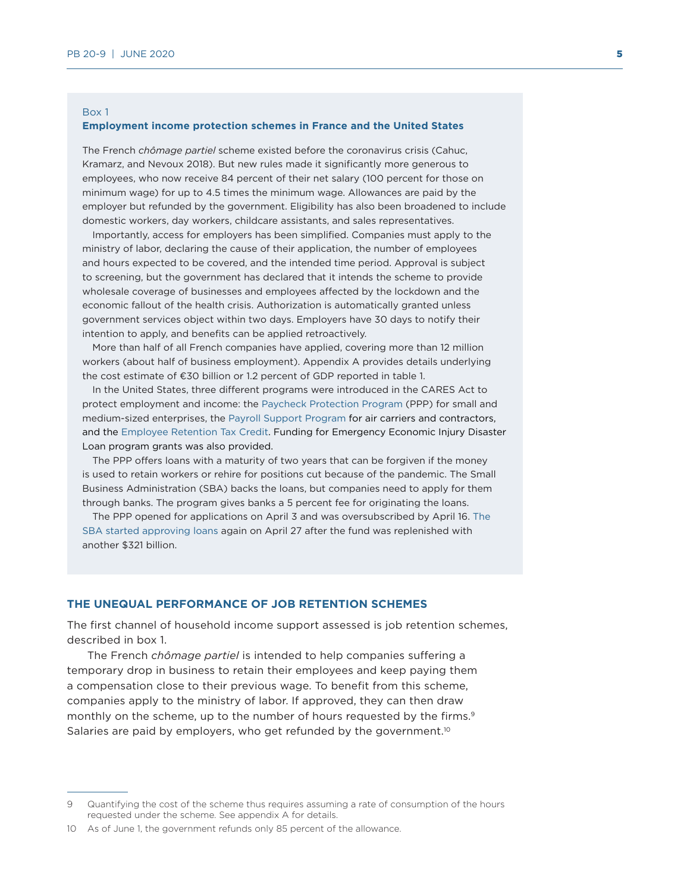Box 1

**Employment income protection schemes in France and the United States**

The French *chômage partiel* scheme existed before the coronavirus crisis (Cahuc, Kramarz, and Nevoux 2018). But new rules made it significantly more generous to employees, who now receive 84 percent of their net salary (100 percent for those on minimum wage) for up to 4.5 times the minimum wage. Allowances are paid by the employer but refunded by the government. Eligibility has also been broadened to include domestic workers, day workers, childcare assistants, and sales representatives.

Importantly, access for employers has been simplified. Companies must apply to the ministry of labor, declaring the cause of their application, the number of employees and hours expected to be covered, and the intended time period. Approval is subject to screening, but the government has declared that it intends the scheme to provide wholesale coverage of businesses and employees affected by the lockdown and the economic fallout of the health crisis. Authorization is automatically granted unless government services object within two days. Employers have 30 days to notify their intention to apply, and benefits can be applied retroactively.

More than half of all French companies have applied, covering more than 12 million workers (about half of business employment). Appendix A provides details underlying the cost estimate of €30 billion or 1.2 percent of GDP reported in table 1.

In the United States, three different programs were introduced in the CARES Act to protect employment and income: the Paycheck Protection Program (PPP) for small and medium-sized enterprises, the Payroll Support Program for air carriers and contractors, and the Employee Retention Tax Credit. Funding for Emergency Economic Injury Disaster Loan program grants was also provided.

The PPP offers loans with a maturity of two years that can be forgiven if the money is used to retain workers or rehire for positions cut because of the pandemic. The Small Business Administration (SBA) backs the loans, but companies need to apply for them through banks. The program gives banks a 5 percent fee for originating the loans.

The PPP opened for applications on April 3 and was oversubscribed by April 16. The SBA started approving loans again on April 27 after the fund was replenished with another $321 billion.

## THE UNEQUAL PERFORMANCE OF JOB RETENTION SCHEMES

The first channel of household income support assessed is job retention schemes, described in box 1.

The French *chômage partiel* is intended to help companies suffering a temporary drop in business to retain their employees and keep paying them a compensation close to their previous wage. To benefit from this scheme, companies apply to the ministry of labor. If approved, they can then draw monthly on the scheme, up to the number of hours requested by the firms.[9] Salaries are paid by employers, who get refunded by the government.[10]

---

9 Quantifying the cost of the scheme thus requires assuming a rate of consumption of the hours requested under the scheme. See appendix A for details.

10 As of June 1, the government refunds only 85 percent of the allowance.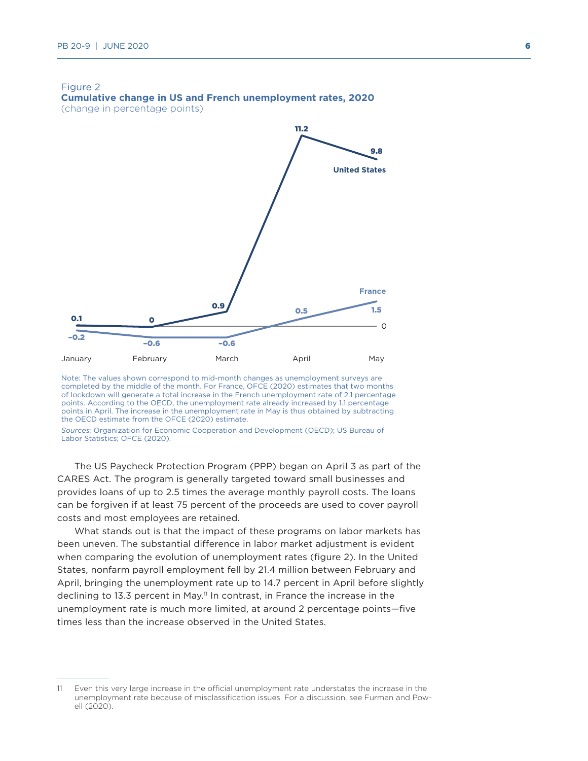Figure 2
**Cumulative change in US and French unemployment rates, 2020**
(change in percentage points)

| | January | February | March | April | May |
|---|---|---|---|---|---|
| United States | 0.1 | 0 | 0.9 | 11.2 | 9.8 |
| France | −0.2 | −0.6 | −0.6 | 0.5 | 1.5 |

Note: The values shown correspond to mid-month changes as unemployment surveys are completed by the middle of the month. For France, OFCE (2020) estimates that two months of lockdown will generate a total increase in the French unemployment rate of 2.1 percentage points. According to the OECD, the unemployment rate already increased by 1.1 percentage points in April. The increase in the unemployment rate in May is thus obtained by subtracting the OECD estimate from the OFCE (2020) estimate.

*Sources:* Organization for Economic Cooperation and Development (OECD); US Bureau of Labor Statistics; OFCE (2020).

The US Paycheck Protection Program (PPP) began on April 3 as part of the CARES Act. The program is generally targeted toward small businesses and provides loans of up to 2.5 times the average monthly payroll costs. The loans can be forgiven if at least 75 percent of the proceeds are used to cover payroll costs and most employees are retained.

What stands out is that the impact of these programs on labor markets has been uneven. The substantial difference in labor market adjustment is evident when comparing the evolution of unemployment rates (figure 2). In the United States, nonfarm payroll employment fell by 21.4 million between February and April, bringing the unemployment rate up to 14.7 percent in April before slightly declining to 13.3 percent in May.[11] In contrast, in France the increase in the unemployment rate is much more limited, at around 2 percentage points—five times less than the increase observed in the United States.

11 Even this very large increase in the official unemployment rate understates the increase in the unemployment rate because of misclassification issues. For a discussion, see Furman and Powell (2020).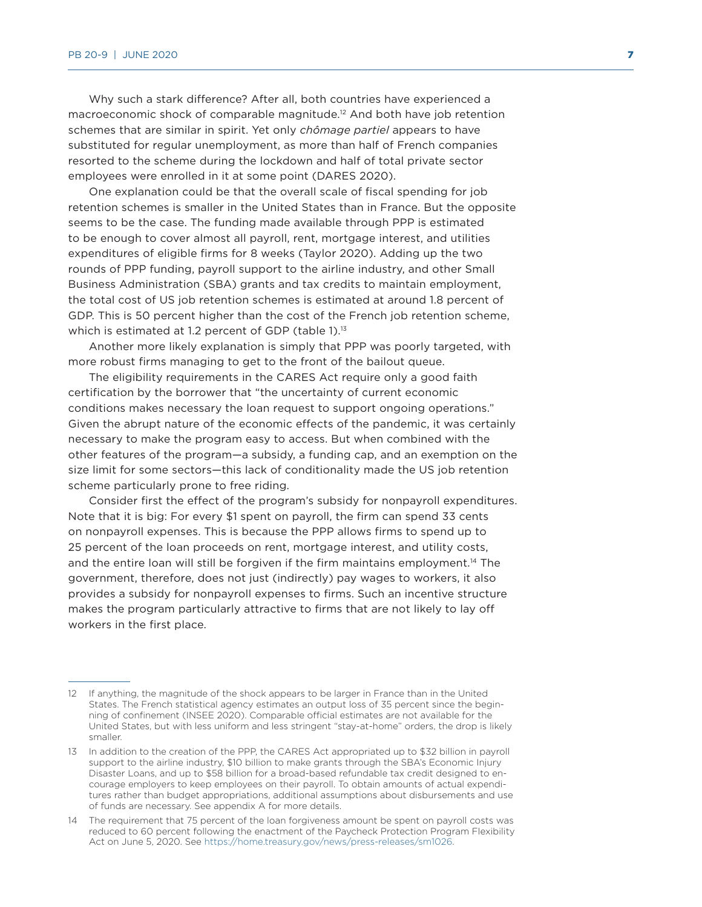Why such a stark difference? After all, both countries have experienced a macroeconomic shock of comparable magnitude.[12] And both have job retention schemes that are similar in spirit. Yet only *chômage partiel* appears to have substituted for regular unemployment, as more than half of French companies resorted to the scheme during the lockdown and half of total private sector employees were enrolled in it at some point (DARES 2020).

One explanation could be that the overall scale of fiscal spending for job retention schemes is smaller in the United States than in France. But the opposite seems to be the case. The funding made available through PPP is estimated to be enough to cover almost all payroll, rent, mortgage interest, and utilities expenditures of eligible firms for 8 weeks (Taylor 2020). Adding up the two rounds of PPP funding, payroll support to the airline industry, and other Small Business Administration (SBA) grants and tax credits to maintain employment, the total cost of US job retention schemes is estimated at around 1.8 percent of GDP. This is 50 percent higher than the cost of the French job retention scheme, which is estimated at 1.2 percent of GDP (table 1).[13]

Another more likely explanation is simply that PPP was poorly targeted, with more robust firms managing to get to the front of the bailout queue.

The eligibility requirements in the CARES Act require only a good faith certification by the borrower that "the uncertainty of current economic conditions makes necessary the loan request to support ongoing operations." Given the abrupt nature of the economic effects of the pandemic, it was certainly necessary to make the program easy to access. But when combined with the other features of the program—a subsidy, a funding cap, and an exemption on the size limit for some sectors—this lack of conditionality made the US job retention scheme particularly prone to free riding.

Consider first the effect of the program's subsidy for nonpayroll expenditures. Note that it is big: For every $1 spent on payroll, the firm can spend 33 cents on nonpayroll expenses. This is because the PPP allows firms to spend up to 25 percent of the loan proceeds on rent, mortgage interest, and utility costs, and the entire loan will still be forgiven if the firm maintains employment.[14] The government, therefore, does not just (indirectly) pay wages to workers, it also provides a subsidy for nonpayroll expenses to firms. Such an incentive structure makes the program particularly attractive to firms that are not likely to lay off workers in the first place.

---

12 If anything, the magnitude of the shock appears to be larger in France than in the United States. The French statistical agency estimates an output loss of 35 percent since the beginning of confinement (INSEE 2020). Comparable official estimates are not available for the United States, but with less uniform and less stringent "stay-at-home" orders, the drop is likely smaller.

13 In addition to the creation of the PPP, the CARES Act appropriated up to $32 billion in payroll support to the airline industry, $10 billion to make grants through the SBA's Economic Injury Disaster Loans, and up to $58 billion for a broad-based refundable tax credit designed to encourage employers to keep employees on their payroll. To obtain amounts of actual expenditures rather than budget appropriations, additional assumptions about disbursements and use of funds are necessary. See appendix A for more details.

14 The requirement that 75 percent of the loan forgiveness amount be spent on payroll costs was reduced to 60 percent following the enactment of the Paycheck Protection Program Flexibility Act on June 5, 2020. See https://home.treasury.gov/news/press-releases/sm1026.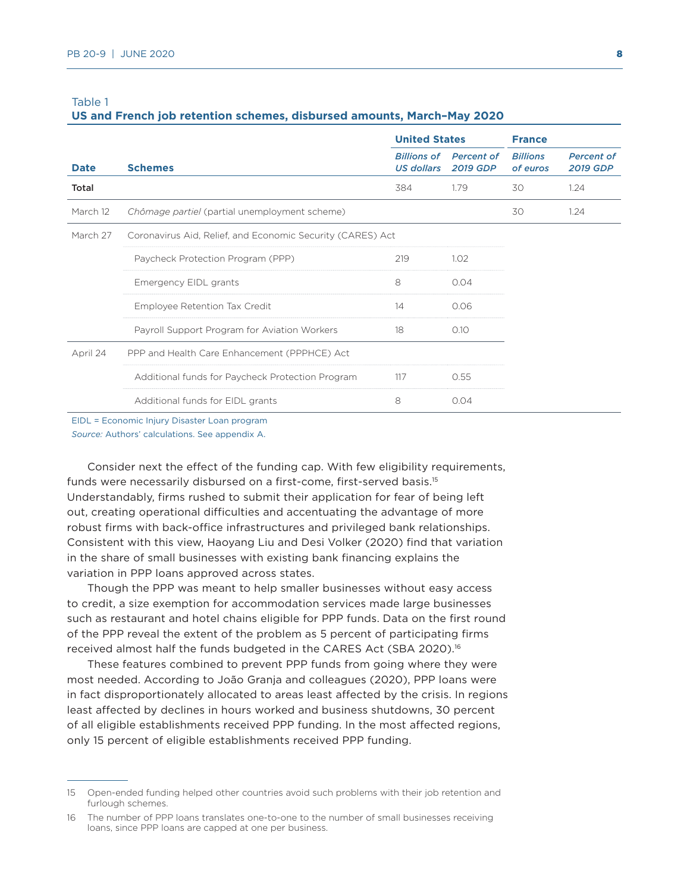Table 1

**US and French job retention schemes, disbursed amounts, March–May 2020**

| Date | Schemes | United States | | France | |
|---|---|---|---|---|---|
| | | *Billions of US dollars* | *Percent of 2019 GDP* | *Billions of euros* | *Percent of 2019 GDP* |
| **Total** | | 384 | 1.79 | 30 | 1.24 |
| March 12 | *Chômage partiel* (partial unemployment scheme) | | | 30 | 1.24 |
| March 27 | Coronavirus Aid, Relief, and Economic Security (CARES) Act | | | | |
| | Paycheck Protection Program (PPP) | 219 | 1.02 | | |
| | Emergency EIDL grants | 8 | 0.04 | | |
| | Employee Retention Tax Credit | 14 | 0.06 | | |
| | Payroll Support Program for Aviation Workers | 18 | 0.10 | | |
| April 24 | PPP and Health Care Enhancement (PPPHCE) Act | | | | |
| | Additional funds for Paycheck Protection Program | 117 | 0.55 | | |
| | Additional funds for EIDL grants | 8 | 0.04 | | |

EIDL = Economic Injury Disaster Loan program

*Source:* Authors' calculations. See appendix A.

Consider next the effect of the funding cap. With few eligibility requirements, funds were necessarily disbursed on a first-come, first-served basis.[15] Understandably, firms rushed to submit their application for fear of being left out, creating operational difficulties and accentuating the advantage of more robust firms with back-office infrastructures and privileged bank relationships. Consistent with this view, Haoyang Liu and Desi Volker (2020) find that variation in the share of small businesses with existing bank financing explains the variation in PPP loans approved across states.

Though the PPP was meant to help smaller businesses without easy access to credit, a size exemption for accommodation services made large businesses such as restaurant and hotel chains eligible for PPP funds. Data on the first round of the PPP reveal the extent of the problem as 5 percent of participating firms received almost half the funds budgeted in the CARES Act (SBA 2020).[16]

These features combined to prevent PPP funds from going where they were most needed. According to João Granja and colleagues (2020), PPP loans were in fact disproportionately allocated to areas least affected by the crisis. In regions least affected by declines in hours worked and business shutdowns, 30 percent of all eligible establishments received PPP funding. In the most affected regions, only 15 percent of eligible establishments received PPP funding.

---

15 Open-ended funding helped other countries avoid such problems with their job retention and furlough schemes.

16 The number of PPP loans translates one-to-one to the number of small businesses receiving loans, since PPP loans are capped at one per business.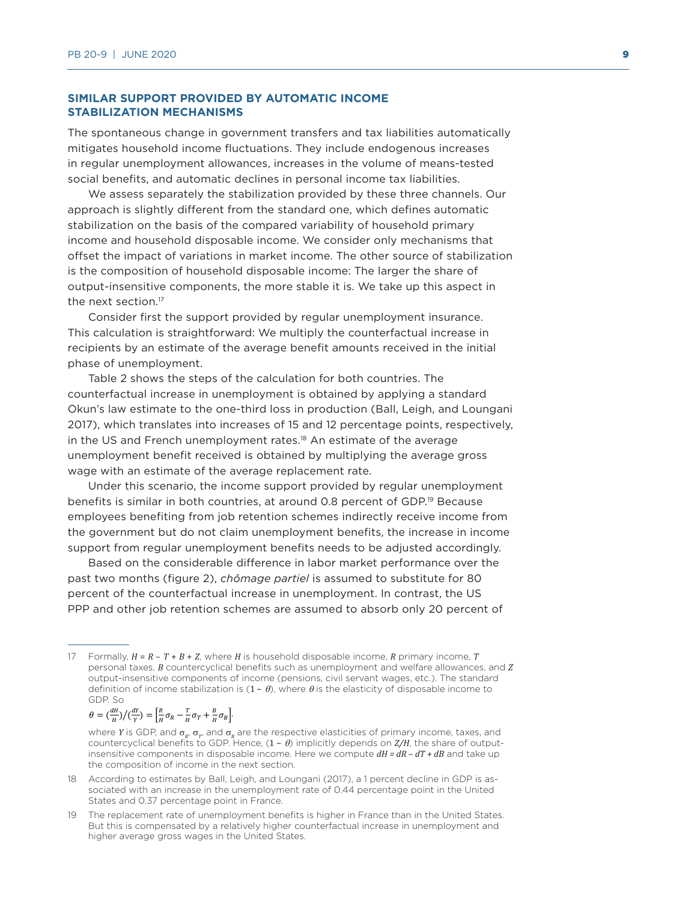## SIMILAR SUPPORT PROVIDED BY AUTOMATIC INCOME STABILIZATION MECHANISMS

The spontaneous change in government transfers and tax liabilities automatically mitigates household income fluctuations. They include endogenous increases in regular unemployment allowances, increases in the volume of means-tested social benefits, and automatic declines in personal income tax liabilities.

We assess separately the stabilization provided by these three channels. Our approach is slightly different from the standard one, which defines automatic stabilization on the basis of the compared variability of household primary income and household disposable income. We consider only mechanisms that offset the impact of variations in market income. The other source of stabilization is the composition of household disposable income: The larger the share of output-insensitive components, the more stable it is. We take up this aspect in the next section.[17]

Consider first the support provided by regular unemployment insurance. This calculation is straightforward: We multiply the counterfactual increase in recipients by an estimate of the average benefit amounts received in the initial phase of unemployment.

Table 2 shows the steps of the calculation for both countries. The counterfactual increase in unemployment is obtained by applying a standard Okun's law estimate to the one-third loss in production (Ball, Leigh, and Loungani 2017), which translates into increases of 15 and 12 percentage points, respectively, in the US and French unemployment rates.[18] An estimate of the average unemployment benefit received is obtained by multiplying the average gross wage with an estimate of the average replacement rate.

Under this scenario, the income support provided by regular unemployment benefits is similar in both countries, at around 0.8 percent of GDP.[19] Because employees benefiting from job retention schemes indirectly receive income from the government but do not claim unemployment benefits, the increase in income support from regular unemployment benefits needs to be adjusted accordingly.

Based on the considerable difference in labor market performance over the past two months (figure 2), *chômage partiel* is assumed to substitute for 80 percent of the counterfactual increase in unemployment. In contrast, the US PPP and other job retention schemes are assumed to absorb only 20 percent of

---

17 Formally, $H = R - T + B + Z$, where $H$ is household disposable income, $R$ primary income, $T$ personal taxes, $B$ countercyclical benefits such as unemployment and welfare allowances, and $Z$ output-insensitive components of income (pensions, civil servant wages, etc.). The standard definition of income stabilization is $(1 - \theta)$, where $\theta$ is the elasticity of disposable income to GDP. So

$$\theta = \left(\frac{dH}{H}\right)/\left(\frac{dY}{Y}\right) = \left[\frac{R}{H}\sigma_R - \frac{T}{H}\sigma_T + \frac{B}{H}\sigma_B\right],$$

where $Y$ is GDP, and $\sigma_R$, $\sigma_T$, and $\sigma_B$ are the respective elasticities of primary income, taxes, and countercyclical benefits to GDP. Hence, $(1 - \theta)$ implicitly depends on $Z/H$, the share of output-insensitive components in disposable income. Here we compute $dH = dR - dT + dB$ and take up the composition of income in the next section.

18 According to estimates by Ball, Leigh, and Loungani (2017), a 1 percent decline in GDP is associated with an increase in the unemployment rate of 0.44 percentage point in the United States and 0.37 percentage point in France.

19 The replacement rate of unemployment benefits is higher in France than in the United States. But this is compensated by a relatively higher counterfactual increase in unemployment and higher average gross wages in the United States.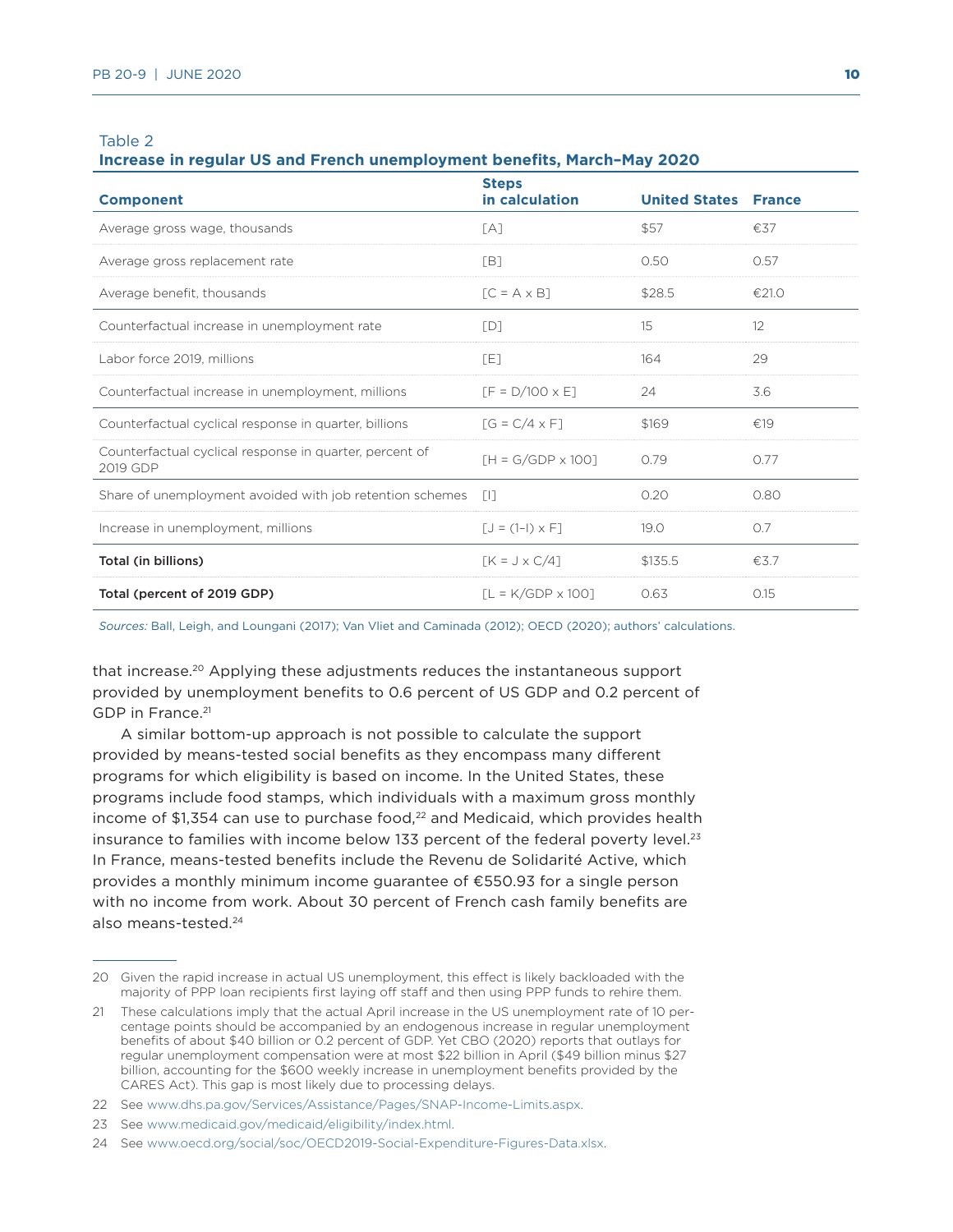Table 2

**Increase in regular US and French unemployment benefits, March–May 2020**

| Component | Steps in calculation | United States | France |
|---|---|---|---|
| Average gross wage, thousands | [A] | \$57 | €37 |
| Average gross replacement rate | [B] | 0.50 | 0.57 |
| Average benefit, thousands | [C = A x B] | \$28.5 | €21.0 |
| Counterfactual increase in unemployment rate | [D] | 15 | 12 |
| Labor force 2019, millions | [E] | 164 | 29 |
| Counterfactual increase in unemployment, millions | [F = D/100 x E] | 24 | 3.6 |
| Counterfactual cyclical response in quarter, billions | [G = C/4 x F] | \$169 | €19 |
| Counterfactual cyclical response in quarter, percent of 2019 GDP | [H = G/GDP x 100] | 0.79 | 0.77 |
| Share of unemployment avoided with job retention schemes | [I] | 0.20 | 0.80 |
| Increase in unemployment, millions | [J = (1–I) x F] | 19.0 | 0.7 |
| **Total (in billions)** | [K = J x C/4] | \$135.5 | €3.7 |
| **Total (percent of 2019 GDP)** | [L = K/GDP x 100] | 0.63 | 0.15 |

*Sources:* Ball, Leigh, and Loungani (2017); Van Vliet and Caminada (2012); OECD (2020); authors' calculations.

that increase.[20] Applying these adjustments reduces the instantaneous support provided by unemployment benefits to 0.6 percent of US GDP and 0.2 percent of GDP in France.[21]

A similar bottom-up approach is not possible to calculate the support provided by means-tested social benefits as they encompass many different programs for which eligibility is based on income. In the United States, these programs include food stamps, which individuals with a maximum gross monthly income of \$1,354 can use to purchase food,[22] and Medicaid, which provides health insurance to families with income below 133 percent of the federal poverty level.[23] In France, means-tested benefits include the Revenu de Solidarité Active, which provides a monthly minimum income guarantee of €550.93 for a single person with no income from work. About 30 percent of French cash family benefits are also means-tested.[24]

---

20 Given the rapid increase in actual US unemployment, this effect is likely backloaded with the majority of PPP loan recipients first laying off staff and then using PPP funds to rehire them.

21 These calculations imply that the actual April increase in the US unemployment rate of 10 percentage points should be accompanied by an endogenous increase in regular unemployment benefits of about \$40 billion or 0.2 percent of GDP. Yet CBO (2020) reports that outlays for regular unemployment compensation were at most \$22 billion in April (\$49 billion minus \$27 billion, accounting for the \$600 weekly increase in unemployment benefits provided by the CARES Act). This gap is most likely due to processing delays.

22 See www.dhs.pa.gov/Services/Assistance/Pages/SNAP-Income-Limits.aspx.

23 See www.medicaid.gov/medicaid/eligibility/index.html.

24 See www.oecd.org/social/soc/OECD2019-Social-Expenditure-Figures-Data.xlsx.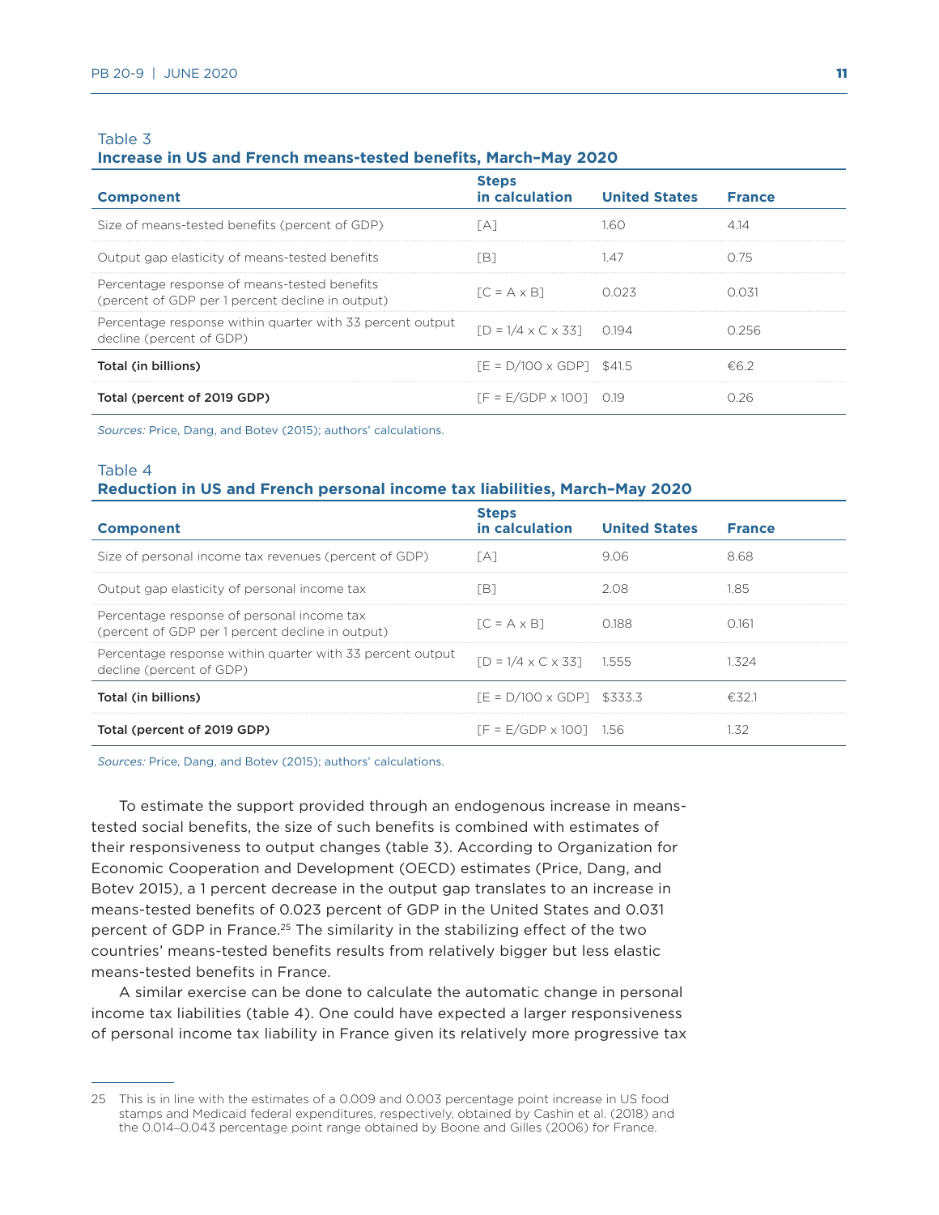Table 3

**Increase in US and French means-tested benefits, March–May 2020**

| Component | Steps in calculation | United States | France |
|---|---|---|---|
| Size of means-tested benefits (percent of GDP) | [A] | 1.60 | 4.14 |
| Output gap elasticity of means-tested benefits | [B] | 1.47 | 0.75 |
| Percentage response of means-tested benefits (percent of GDP per 1 percent decline in output) | [C = A x B] | 0.023 | 0.031 |
| Percentage response within quarter with 33 percent output decline (percent of GDP) | [D = 1/4 x C x 33] | 0.194 | 0.256 |
| **Total (in billions)** | [E = D/100 x GDP] | $41.5 | €6.2 |
| **Total (percent of 2019 GDP)** | [F = E/GDP x 100] | 0.19 | 0.26 |

*Sources:* Price, Dang, and Botev (2015); authors' calculations.

Table 4

**Reduction in US and French personal income tax liabilities, March–May 2020**

| Component | Steps in calculation | United States | France |
|---|---|---|---|
| Size of personal income tax revenues (percent of GDP) | [A] | 9.06 | 8.68 |
| Output gap elasticity of personal income tax | [B] | 2.08 | 1.85 |
| Percentage response of personal income tax (percent of GDP per 1 percent decline in output) | [C = A x B] | 0.188 | 0.161 |
| Percentage response within quarter with 33 percent output decline (percent of GDP) | [D = 1/4 x C x 33] | 1.555 | 1.324 |
| **Total (in billions)** | [E = D/100 x GDP] | $333.3 | €32.1 |
| **Total (percent of 2019 GDP)** | [F = E/GDP x 100] | 1.56 | 1.32 |

*Sources:* Price, Dang, and Botev (2015); authors' calculations.

To estimate the support provided through an endogenous increase in means-tested social benefits, the size of such benefits is combined with estimates of their responsiveness to output changes (table 3). According to Organization for Economic Cooperation and Development (OECD) estimates (Price, Dang, and Botev 2015), a 1 percent decrease in the output gap translates to an increase in means-tested benefits of 0.023 percent of GDP in the United States and 0.031 percent of GDP in France.[25] The similarity in the stabilizing effect of the two countries' means-tested benefits results from relatively bigger but less elastic means-tested benefits in France.

A similar exercise can be done to calculate the automatic change in personal income tax liabilities (table 4). One could have expected a larger responsiveness of personal income tax liability in France given its relatively more progressive tax

25 This is in line with the estimates of a 0.009 and 0.003 percentage point increase in US food stamps and Medicaid federal expenditures, respectively, obtained by Cashin et al. (2018) and the 0.014–0.043 percentage point range obtained by Boone and Gilles (2006) for France.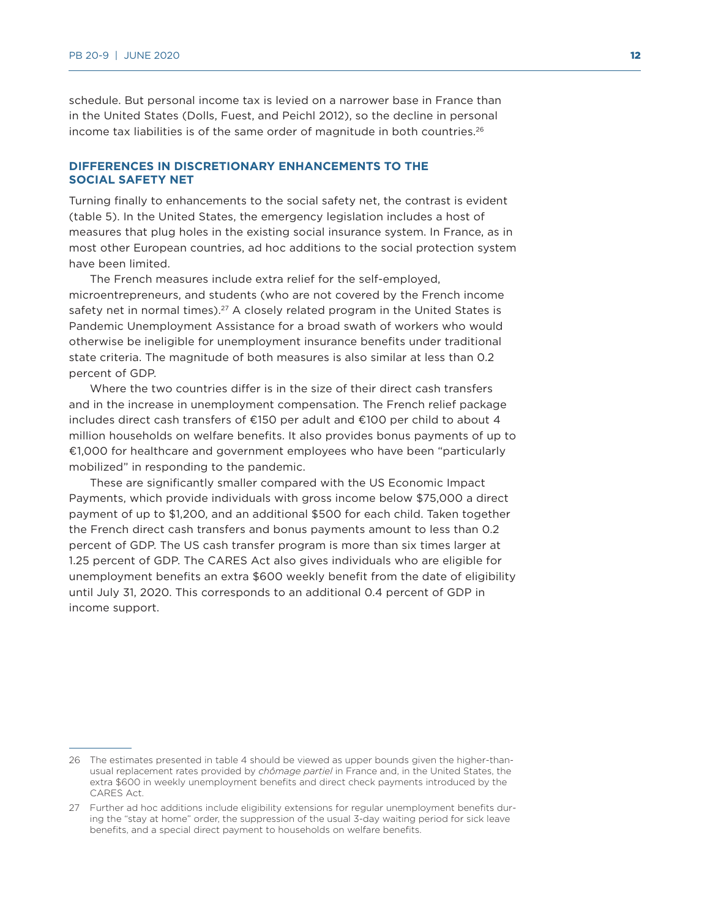schedule. But personal income tax is levied on a narrower base in France than in the United States (Dolls, Fuest, and Peichl 2012), so the decline in personal income tax liabilities is of the same order of magnitude in both countries.[26]

## DIFFERENCES IN DISCRETIONARY ENHANCEMENTS TO THE SOCIAL SAFETY NET

Turning finally to enhancements to the social safety net, the contrast is evident (table 5). In the United States, the emergency legislation includes a host of measures that plug holes in the existing social insurance system. In France, as in most other European countries, ad hoc additions to the social protection system have been limited.

The French measures include extra relief for the self-employed, microentrepreneurs, and students (who are not covered by the French income safety net in normal times).[27] A closely related program in the United States is Pandemic Unemployment Assistance for a broad swath of workers who would otherwise be ineligible for unemployment insurance benefits under traditional state criteria. The magnitude of both measures is also similar at less than 0.2 percent of GDP.

Where the two countries differ is in the size of their direct cash transfers and in the increase in unemployment compensation. The French relief package includes direct cash transfers of €150 per adult and €100 per child to about 4 million households on welfare benefits. It also provides bonus payments of up to €1,000 for healthcare and government employees who have been "particularly mobilized" in responding to the pandemic.

These are significantly smaller compared with the US Economic Impact Payments, which provide individuals with gross income below $75,000 a direct payment of up to $1,200, and an additional $500 for each child. Taken together the French direct cash transfers and bonus payments amount to less than 0.2 percent of GDP. The US cash transfer program is more than six times larger at 1.25 percent of GDP. The CARES Act also gives individuals who are eligible for unemployment benefits an extra $600 weekly benefit from the date of eligibility until July 31, 2020. This corresponds to an additional 0.4 percent of GDP in income support.

---

26 The estimates presented in table 4 should be viewed as upper bounds given the higher-than-usual replacement rates provided by *chômage partiel* in France and, in the United States, the extra $600 in weekly unemployment benefits and direct check payments introduced by the CARES Act.

27 Further ad hoc additions include eligibility extensions for regular unemployment benefits during the "stay at home" order, the suppression of the usual 3-day waiting period for sick leave benefits, and a special direct payment to households on welfare benefits.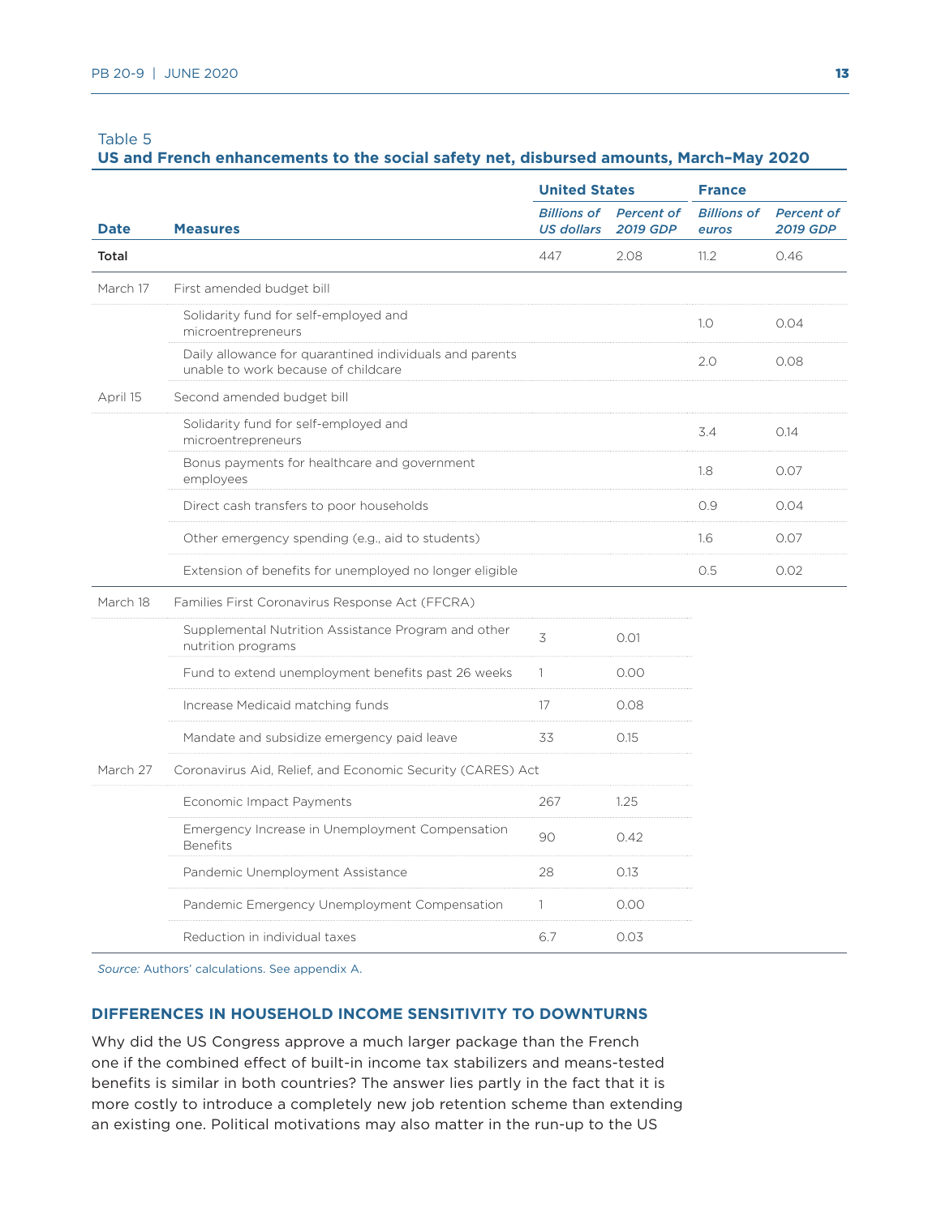Table 5

**US and French enhancements to the social safety net, disbursed amounts, March–May 2020**

| Date | Measures | United States | | France | |
|---|---|---|---|---|---|
| | | *Billions of US dollars* | *Percent of 2019 GDP* | *Billions of euros* | *Percent of 2019 GDP* |
| **Total** | | 447 | 2.08 | 11.2 | 0.46 |
| March 17 | First amended budget bill | | | | |
| | Solidarity fund for self-employed and microentrepreneurs | | | 1.0 | 0.04 |
| | Daily allowance for quarantined individuals and parents unable to work because of childcare | | | 2.0 | 0.08 |
| April 15 | Second amended budget bill | | | | |
| | Solidarity fund for self-employed and microentrepreneurs | | | 3.4 | 0.14 |
| | Bonus payments for healthcare and government employees | | | 1.8 | 0.07 |
| | Direct cash transfers to poor households | | | 0.9 | 0.04 |
| | Other emergency spending (e.g., aid to students) | | | 1.6 | 0.07 |
| | Extension of benefits for unemployed no longer eligible | | | 0.5 | 0.02 |
| March 18 | Families First Coronavirus Response Act (FFCRA) | | | | |
| | Supplemental Nutrition Assistance Program and other nutrition programs | 3 | 0.01 | | |
| | Fund to extend unemployment benefits past 26 weeks | 1 | 0.00 | | |
| | Increase Medicaid matching funds | 17 | 0.08 | | |
| | Mandate and subsidize emergency paid leave | 33 | 0.15 | | |
| March 27 | Coronavirus Aid, Relief, and Economic Security (CARES) Act | | | | |
| | Economic Impact Payments | 267 | 1.25 | | |
| | Emergency Increase in Unemployment Compensation Benefits | 90 | 0.42 | | |
| | Pandemic Unemployment Assistance | 28 | 0.13 | | |
| | Pandemic Emergency Unemployment Compensation | 1 | 0.00 | | |
| | Reduction in individual taxes | 6.7 | 0.03 | | |

*Source:* Authors' calculations. See appendix A.

## DIFFERENCES IN HOUSEHOLD INCOME SENSITIVITY TO DOWNTURNS

Why did the US Congress approve a much larger package than the French one if the combined effect of built-in income tax stabilizers and means-tested benefits is similar in both countries? The answer lies partly in the fact that it is more costly to introduce a completely new job retention scheme than extending an existing one. Political motivations may also matter in the run-up to the US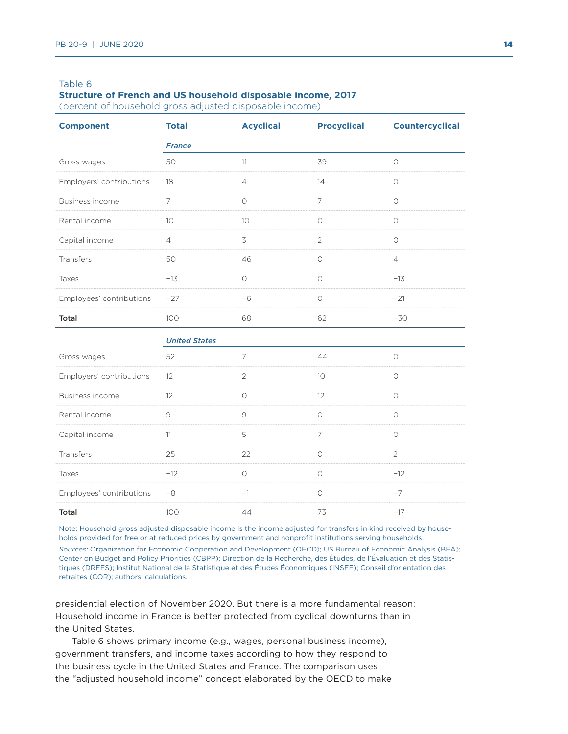Table 6

**Structure of French and US household disposable income, 2017**

(percent of household gross adjusted disposable income)

| Component | Total | Acyclical | Procyclical | Countercyclical |
|---|---|---|---|---|
| | *France* | | | |
| Gross wages | 50 | 11 | 39 | 0 |
| Employers' contributions | 18 | 4 | 14 | 0 |
| Business income | 7 | 0 | 7 | 0 |
| Rental income | 10 | 10 | 0 | 0 |
| Capital income | 4 | 3 | 2 | 0 |
| Transfers | 50 | 46 | 0 | 4 |
| Taxes | −13 | 0 | 0 | −13 |
| Employees' contributions | −27 | −6 | 0 | −21 |
| **Total** | 100 | 68 | 62 | −30 |
| | *United States* | | | |
| Gross wages | 52 | 7 | 44 | 0 |
| Employers' contributions | 12 | 2 | 10 | 0 |
| Business income | 12 | 0 | 12 | 0 |
| Rental income | 9 | 9 | 0 | 0 |
| Capital income | 11 | 5 | 7 | 0 |
| Transfers | 25 | 22 | 0 | 2 |
| Taxes | −12 | 0 | 0 | −12 |
| Employees' contributions | −8 | −1 | 0 | −7 |
| **Total** | 100 | 44 | 73 | −17 |

Note: Household gross adjusted disposable income is the income adjusted for transfers in kind received by households provided for free or at reduced prices by government and nonprofit institutions serving households.

*Sources:* Organization for Economic Cooperation and Development (OECD); US Bureau of Economic Analysis (BEA); Center on Budget and Policy Priorities (CBPP); Direction de la Recherche, des Études, de l'Évaluation et des Statistiques (DREES); Institut National de la Statistique et des Études Économiques (INSEE); Conseil d'orientation des retraites (COR); authors' calculations.

presidential election of November 2020. But there is a more fundamental reason: Household income in France is better protected from cyclical downturns than in the United States.

Table 6 shows primary income (e.g., wages, personal business income), government transfers, and income taxes according to how they respond to the business cycle in the United States and France. The comparison uses the "adjusted household income" concept elaborated by the OECD to make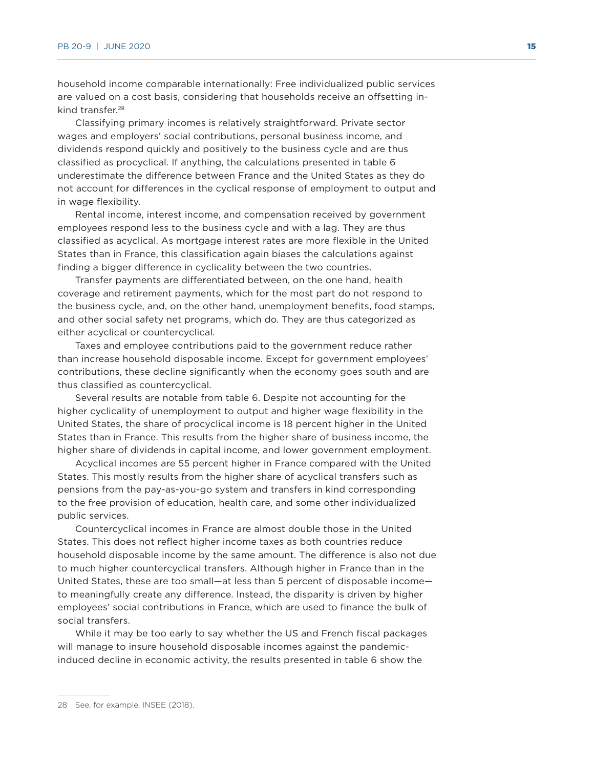household income comparable internationally: Free individualized public services are valued on a cost basis, considering that households receive an offsetting in-kind transfer.[28]

Classifying primary incomes is relatively straightforward. Private sector wages and employers' social contributions, personal business income, and dividends respond quickly and positively to the business cycle and are thus classified as procyclical. If anything, the calculations presented in table 6 underestimate the difference between France and the United States as they do not account for differences in the cyclical response of employment to output and in wage flexibility.

Rental income, interest income, and compensation received by government employees respond less to the business cycle and with a lag. They are thus classified as acyclical. As mortgage interest rates are more flexible in the United States than in France, this classification again biases the calculations against finding a bigger difference in cyclicality between the two countries.

Transfer payments are differentiated between, on the one hand, health coverage and retirement payments, which for the most part do not respond to the business cycle, and, on the other hand, unemployment benefits, food stamps, and other social safety net programs, which do. They are thus categorized as either acyclical or countercyclical.

Taxes and employee contributions paid to the government reduce rather than increase household disposable income. Except for government employees' contributions, these decline significantly when the economy goes south and are thus classified as countercyclical.

Several results are notable from table 6. Despite not accounting for the higher cyclicality of unemployment to output and higher wage flexibility in the United States, the share of procyclical income is 18 percent higher in the United States than in France. This results from the higher share of business income, the higher share of dividends in capital income, and lower government employment.

Acyclical incomes are 55 percent higher in France compared with the United States. This mostly results from the higher share of acyclical transfers such as pensions from the pay-as-you-go system and transfers in kind corresponding to the free provision of education, health care, and some other individualized public services.

Countercyclical incomes in France are almost double those in the United States. This does not reflect higher income taxes as both countries reduce household disposable income by the same amount. The difference is also not due to much higher countercyclical transfers. Although higher in France than in the United States, these are too small—at less than 5 percent of disposable income—to meaningfully create any difference. Instead, the disparity is driven by higher employees' social contributions in France, which are used to finance the bulk of social transfers.

While it may be too early to say whether the US and French fiscal packages will manage to insure household disposable incomes against the pandemic-induced decline in economic activity, the results presented in table 6 show the

---

28 See, for example, INSEE (2018).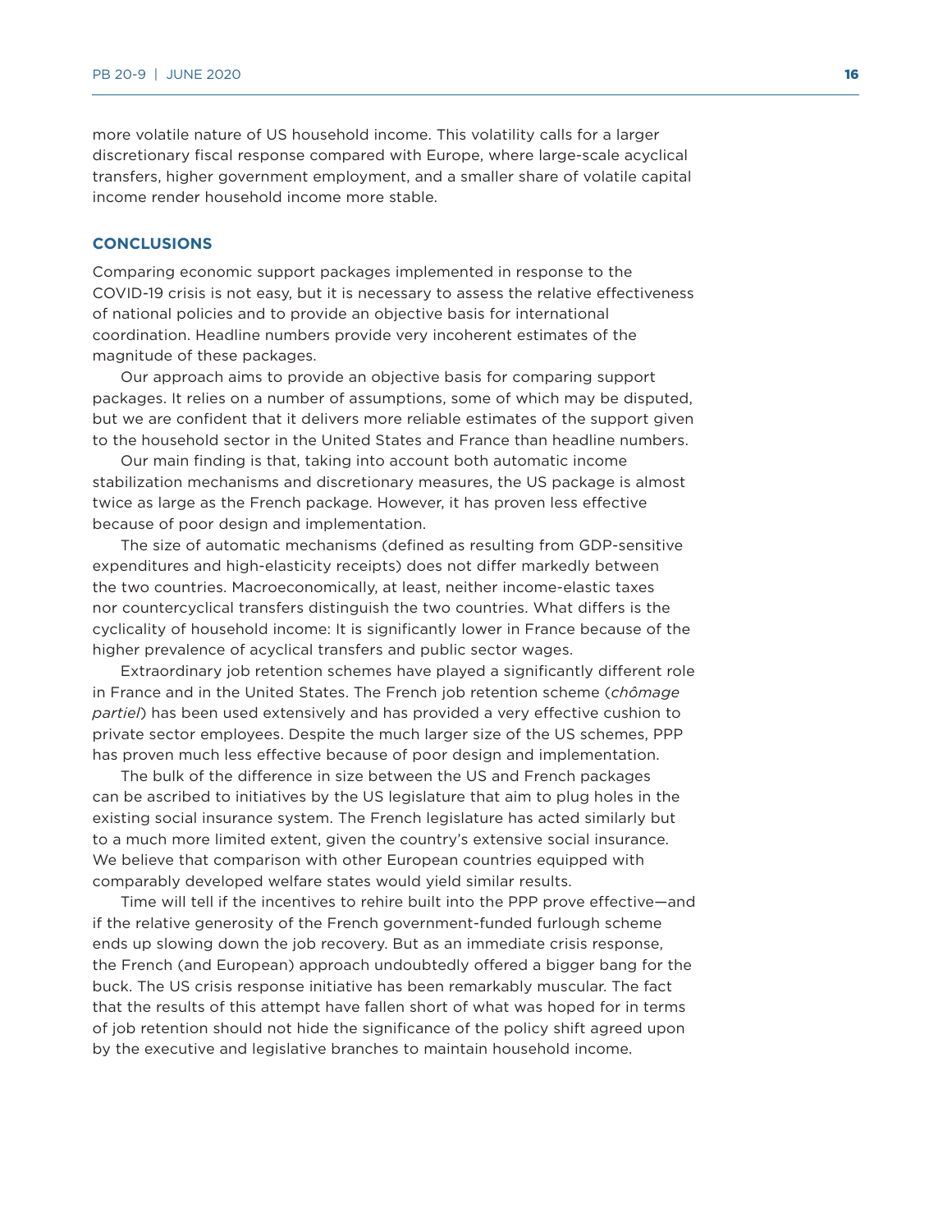more volatile nature of US household income. This volatility calls for a larger discretionary fiscal response compared with Europe, where large-scale acyclical transfers, higher government employment, and a smaller share of volatile capital income render household income more stable.

## CONCLUSIONS

Comparing economic support packages implemented in response to the COVID-19 crisis is not easy, but it is necessary to assess the relative effectiveness of national policies and to provide an objective basis for international coordination. Headline numbers provide very incoherent estimates of the magnitude of these packages.

Our approach aims to provide an objective basis for comparing support packages. It relies on a number of assumptions, some of which may be disputed, but we are confident that it delivers more reliable estimates of the support given to the household sector in the United States and France than headline numbers.

Our main finding is that, taking into account both automatic income stabilization mechanisms and discretionary measures, the US package is almost twice as large as the French package. However, it has proven less effective because of poor design and implementation.

The size of automatic mechanisms (defined as resulting from GDP-sensitive expenditures and high-elasticity receipts) does not differ markedly between the two countries. Macroeconomically, at least, neither income-elastic taxes nor countercyclical transfers distinguish the two countries. What differs is the cyclicality of household income: It is significantly lower in France because of the higher prevalence of acyclical transfers and public sector wages.

Extraordinary job retention schemes have played a significantly different role in France and in the United States. The French job retention scheme (*chômage partiel*) has been used extensively and has provided a very effective cushion to private sector employees. Despite the much larger size of the US schemes, PPP has proven much less effective because of poor design and implementation.

The bulk of the difference in size between the US and French packages can be ascribed to initiatives by the US legislature that aim to plug holes in the existing social insurance system. The French legislature has acted similarly but to a much more limited extent, given the country's extensive social insurance. We believe that comparison with other European countries equipped with comparably developed welfare states would yield similar results.

Time will tell if the incentives to rehire built into the PPP prove effective—and if the relative generosity of the French government-funded furlough scheme ends up slowing down the job recovery. But as an immediate crisis response, the French (and European) approach undoubtedly offered a bigger bang for the buck. The US crisis response initiative has been remarkably muscular. The fact that the results of this attempt have fallen short of what was hoped for in terms of job retention should not hide the significance of the policy shift agreed upon by the executive and legislative branches to maintain household income.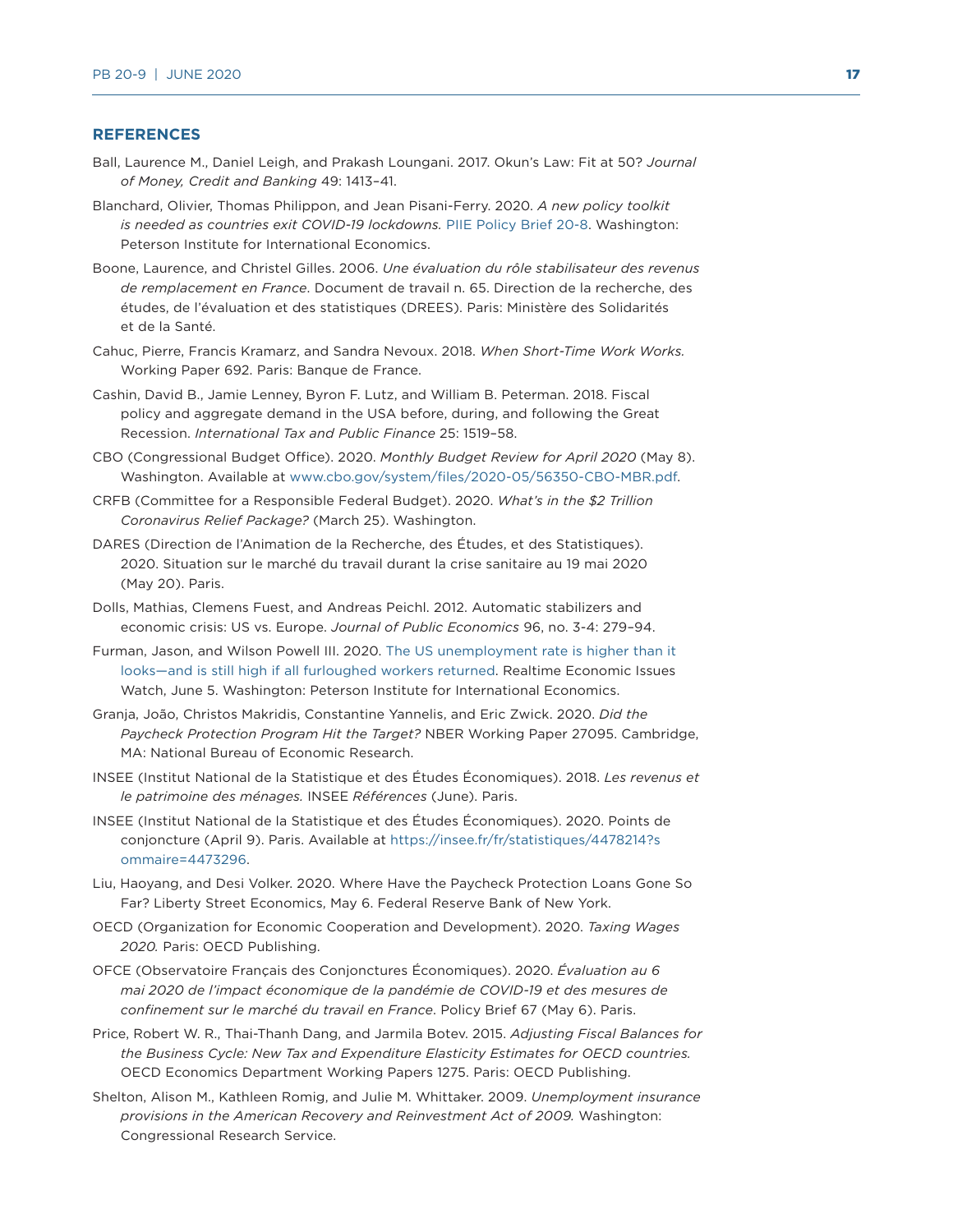## REFERENCES

Ball, Laurence M., Daniel Leigh, and Prakash Loungani. 2017. Okun's Law: Fit at 50? *Journal of Money, Credit and Banking* 49: 1413–41.

Blanchard, Olivier, Thomas Philippon, and Jean Pisani-Ferry. 2020. *A new policy toolkit is needed as countries exit COVID-19 lockdowns.* PIIE Policy Brief 20-8. Washington: Peterson Institute for International Economics.

Boone, Laurence, and Christel Gilles. 2006. *Une évaluation du rôle stabilisateur des revenus de remplacement en France*. Document de travail n. 65. Direction de la recherche, des études, de l'évaluation et des statistiques (DREES). Paris: Ministère des Solidarités et de la Santé.

Cahuc, Pierre, Francis Kramarz, and Sandra Nevoux. 2018. *When Short-Time Work Works.* Working Paper 692. Paris: Banque de France.

Cashin, David B., Jamie Lenney, Byron F. Lutz, and William B. Peterman. 2018. Fiscal policy and aggregate demand in the USA before, during, and following the Great Recession. *International Tax and Public Finance* 25: 1519–58.

CBO (Congressional Budget Office). 2020. *Monthly Budget Review for April 2020* (May 8). Washington. Available at www.cbo.gov/system/files/2020-05/56350-CBO-MBR.pdf.

CRFB (Committee for a Responsible Federal Budget). 2020. *What's in the $2 Trillion Coronavirus Relief Package?* (March 25). Washington.

DARES (Direction de l'Animation de la Recherche, des Études, et des Statistiques). 2020. Situation sur le marché du travail durant la crise sanitaire au 19 mai 2020 (May 20). Paris.

Dolls, Mathias, Clemens Fuest, and Andreas Peichl. 2012. Automatic stabilizers and economic crisis: US vs. Europe. *Journal of Public Economics* 96, no. 3-4: 279–94.

Furman, Jason, and Wilson Powell III. 2020. The US unemployment rate is higher than it looks—and is still high if all furloughed workers returned. Realtime Economic Issues Watch, June 5. Washington: Peterson Institute for International Economics.

Granja, João, Christos Makridis, Constantine Yannelis, and Eric Zwick. 2020. *Did the Paycheck Protection Program Hit the Target?* NBER Working Paper 27095. Cambridge, MA: National Bureau of Economic Research.

INSEE (Institut National de la Statistique et des Études Économiques). 2018. *Les revenus et le patrimoine des ménages.* INSEE *Références* (June). Paris.

INSEE (Institut National de la Statistique et des Études Économiques). 2020. Points de conjoncture (April 9). Paris. Available at https://insee.fr/fr/statistiques/4478214?sommaire=4473296.

Liu, Haoyang, and Desi Volker. 2020. Where Have the Paycheck Protection Loans Gone So Far? Liberty Street Economics, May 6. Federal Reserve Bank of New York.

OECD (Organization for Economic Cooperation and Development). 2020. *Taxing Wages 2020.* Paris: OECD Publishing.

OFCE (Observatoire Français des Conjonctures Économiques). 2020. *Évaluation au 6 mai 2020 de l'impact économique de la pandémie de COVID-19 et des mesures de confinement sur le marché du travail en France*. Policy Brief 67 (May 6). Paris.

Price, Robert W. R., Thai-Thanh Dang, and Jarmila Botev. 2015. *Adjusting Fiscal Balances for the Business Cycle: New Tax and Expenditure Elasticity Estimates for OECD countries.* OECD Economics Department Working Papers 1275. Paris: OECD Publishing.

Shelton, Alison M., Kathleen Romig, and Julie M. Whittaker. 2009. *Unemployment insurance provisions in the American Recovery and Reinvestment Act of 2009.* Washington: Congressional Research Service.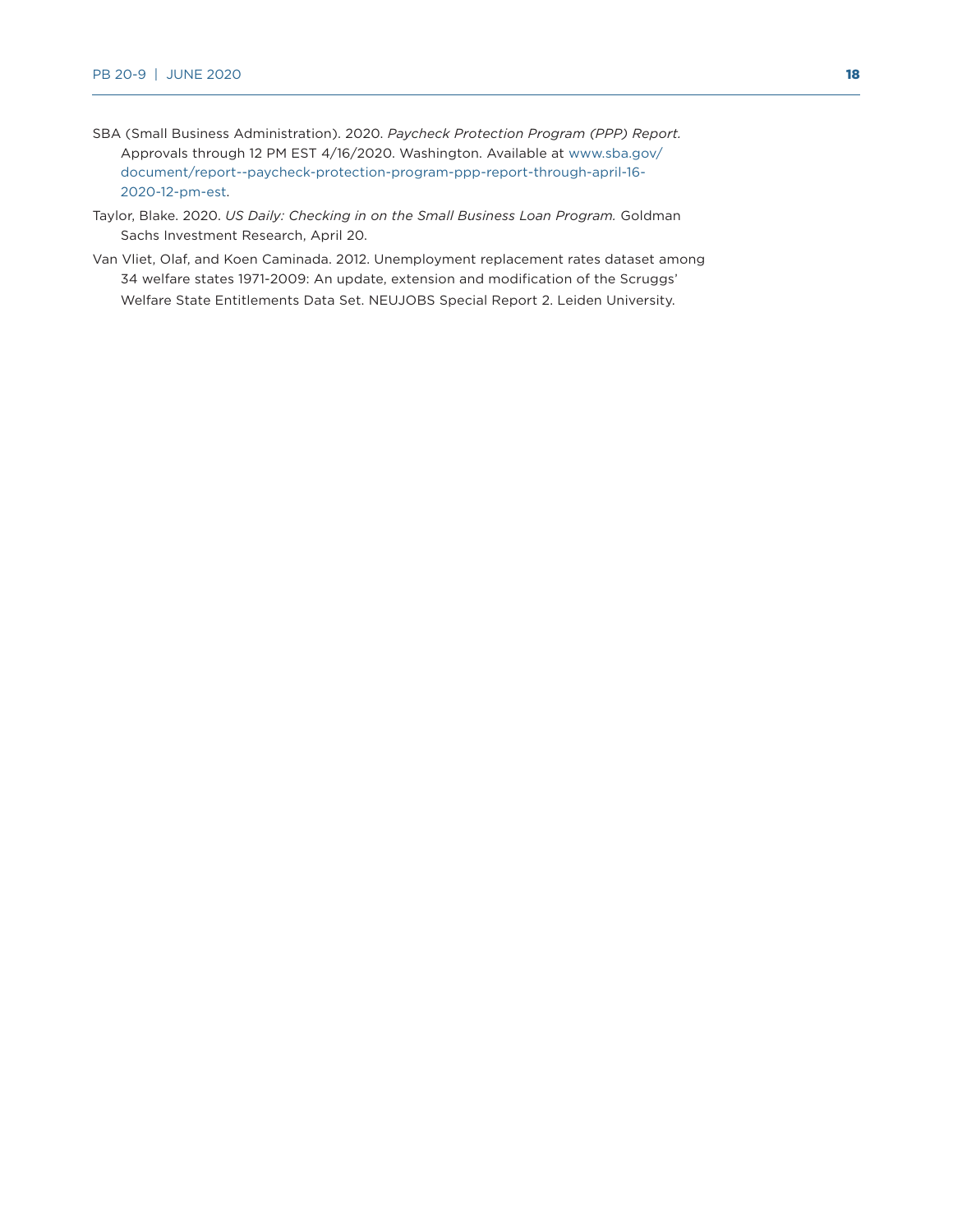SBA (Small Business Administration). 2020. *Paycheck Protection Program (PPP) Report.* Approvals through 12 PM EST 4/16/2020. Washington. Available at www.sba.gov/document/report--paycheck-protection-program-ppp-report-through-april-16-2020-12-pm-est.

Taylor, Blake. 2020. *US Daily: Checking in on the Small Business Loan Program.* Goldman Sachs Investment Research, April 20.

Van Vliet, Olaf, and Koen Caminada. 2012. Unemployment replacement rates dataset among 34 welfare states 1971-2009: An update, extension and modification of the Scruggs' Welfare State Entitlements Data Set. NEUJOBS Special Report 2. Leiden University.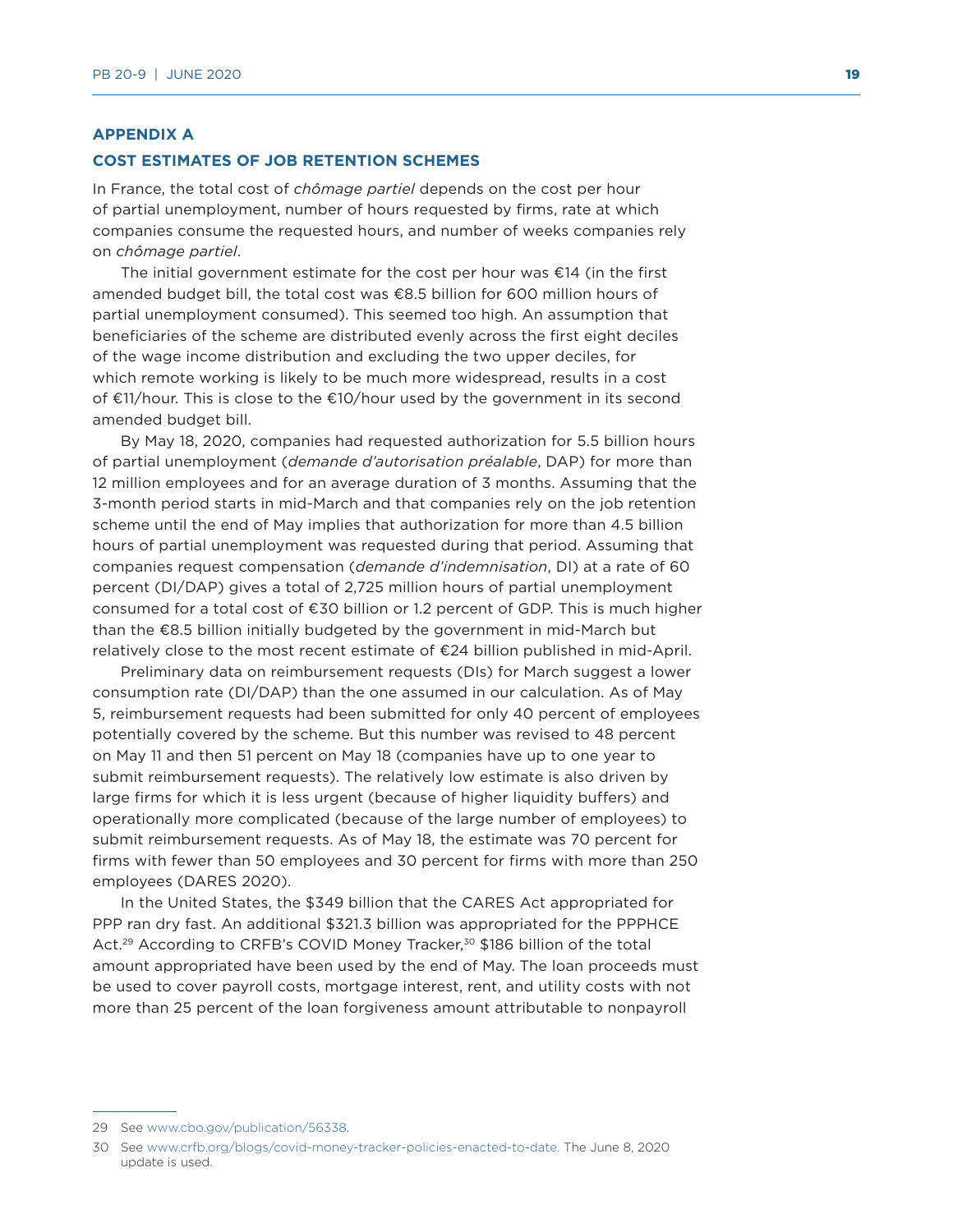## APPENDIX A

### COST ESTIMATES OF JOB RETENTION SCHEMES

In France, the total cost of *chômage partiel* depends on the cost per hour of partial unemployment, number of hours requested by firms, rate at which companies consume the requested hours, and number of weeks companies rely on *chômage partiel*.

The initial government estimate for the cost per hour was €14 (in the first amended budget bill, the total cost was €8.5 billion for 600 million hours of partial unemployment consumed). This seemed too high. An assumption that beneficiaries of the scheme are distributed evenly across the first eight deciles of the wage income distribution and excluding the two upper deciles, for which remote working is likely to be much more widespread, results in a cost of €11/hour. This is close to the €10/hour used by the government in its second amended budget bill.

By May 18, 2020, companies had requested authorization for 5.5 billion hours of partial unemployment (*demande d'autorisation préalable*, DAP) for more than 12 million employees and for an average duration of 3 months. Assuming that the 3-month period starts in mid-March and that companies rely on the job retention scheme until the end of May implies that authorization for more than 4.5 billion hours of partial unemployment was requested during that period. Assuming that companies request compensation (*demande d'indemnisation*, DI) at a rate of 60 percent (DI/DAP) gives a total of 2,725 million hours of partial unemployment consumed for a total cost of €30 billion or 1.2 percent of GDP. This is much higher than the €8.5 billion initially budgeted by the government in mid-March but relatively close to the most recent estimate of €24 billion published in mid-April.

Preliminary data on reimbursement requests (DIs) for March suggest a lower consumption rate (DI/DAP) than the one assumed in our calculation. As of May 5, reimbursement requests had been submitted for only 40 percent of employees potentially covered by the scheme. But this number was revised to 48 percent on May 11 and then 51 percent on May 18 (companies have up to one year to submit reimbursement requests). The relatively low estimate is also driven by large firms for which it is less urgent (because of higher liquidity buffers) and operationally more complicated (because of the large number of employees) to submit reimbursement requests. As of May 18, the estimate was 70 percent for firms with fewer than 50 employees and 30 percent for firms with more than 250 employees (DARES 2020).

In the United States, the $349 billion that the CARES Act appropriated for PPP ran dry fast. An additional $321.3 billion was appropriated for the PPPHCE Act.[29] According to CRFB's COVID Money Tracker,[30] $186 billion of the total amount appropriated have been used by the end of May. The loan proceeds must be used to cover payroll costs, mortgage interest, rent, and utility costs with not more than 25 percent of the loan forgiveness amount attributable to nonpayroll

---

29 See www.cbo.gov/publication/56338.

30 See www.crfb.org/blogs/covid-money-tracker-policies-enacted-to-date. The June 8, 2020 update is used.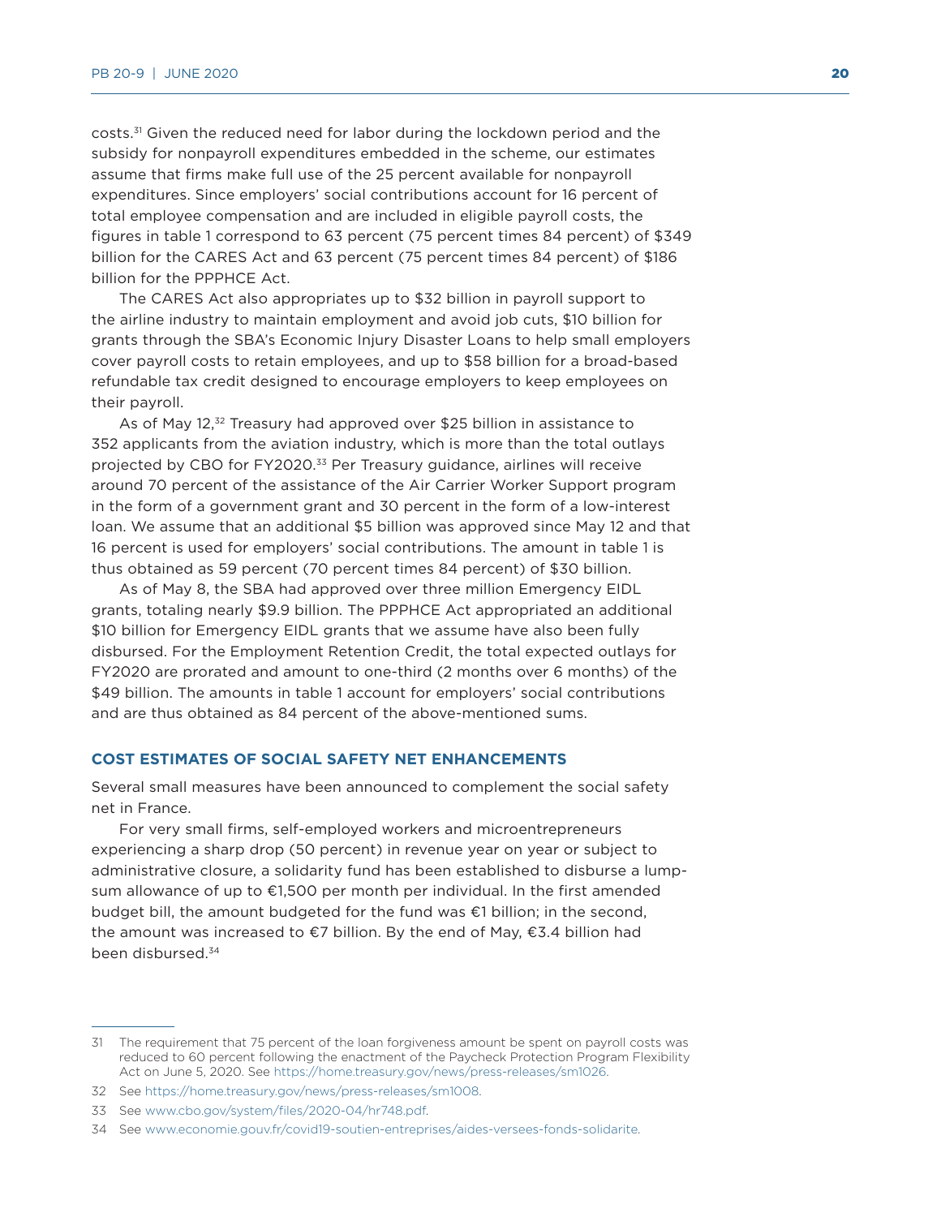costs.[31] Given the reduced need for labor during the lockdown period and the subsidy for nonpayroll expenditures embedded in the scheme, our estimates assume that firms make full use of the 25 percent available for nonpayroll expenditures. Since employers' social contributions account for 16 percent of total employee compensation and are included in eligible payroll costs, the figures in table 1 correspond to 63 percent (75 percent times 84 percent) of $349 billion for the CARES Act and 63 percent (75 percent times 84 percent) of $186 billion for the PPPHCE Act.

The CARES Act also appropriates up to $32 billion in payroll support to the airline industry to maintain employment and avoid job cuts, $10 billion for grants through the SBA's Economic Injury Disaster Loans to help small employers cover payroll costs to retain employees, and up to $58 billion for a broad-based refundable tax credit designed to encourage employers to keep employees on their payroll.

As of May 12,[32] Treasury had approved over $25 billion in assistance to 352 applicants from the aviation industry, which is more than the total outlays projected by CBO for FY2020.[33] Per Treasury guidance, airlines will receive around 70 percent of the assistance of the Air Carrier Worker Support program in the form of a government grant and 30 percent in the form of a low-interest loan. We assume that an additional $5 billion was approved since May 12 and that 16 percent is used for employers' social contributions. The amount in table 1 is thus obtained as 59 percent (70 percent times 84 percent) of $30 billion.

As of May 8, the SBA had approved over three million Emergency EIDL grants, totaling nearly $9.9 billion. The PPPHCE Act appropriated an additional $10 billion for Emergency EIDL grants that we assume have also been fully disbursed. For the Employment Retention Credit, the total expected outlays for FY2020 are prorated and amount to one-third (2 months over 6 months) of the $49 billion. The amounts in table 1 account for employers' social contributions and are thus obtained as 84 percent of the above-mentioned sums.

## COST ESTIMATES OF SOCIAL SAFETY NET ENHANCEMENTS

Several small measures have been announced to complement the social safety net in France.

For very small firms, self-employed workers and microentrepreneurs experiencing a sharp drop (50 percent) in revenue year on year or subject to administrative closure, a solidarity fund has been established to disburse a lump-sum allowance of up to €1,500 per month per individual. In the first amended budget bill, the amount budgeted for the fund was €1 billion; in the second, the amount was increased to €7 billion. By the end of May, €3.4 billion had been disbursed.[34]

---

31 The requirement that 75 percent of the loan forgiveness amount be spent on payroll costs was reduced to 60 percent following the enactment of the Paycheck Protection Program Flexibility Act on June 5, 2020. See https://home.treasury.gov/news/press-releases/sm1026.

32 See https://home.treasury.gov/news/press-releases/sm1008.

33 See www.cbo.gov/system/files/2020-04/hr748.pdf.

34 See www.economie.gouv.fr/covid19-soutien-entreprises/aides-versees-fonds-solidarite.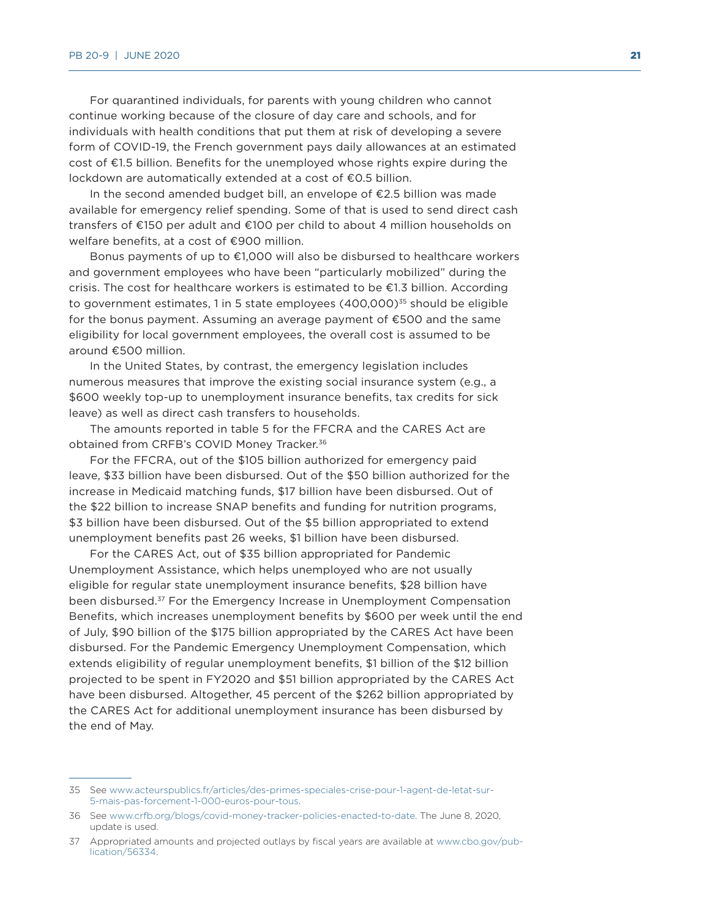For quarantined individuals, for parents with young children who cannot continue working because of the closure of day care and schools, and for individuals with health conditions that put them at risk of developing a severe form of COVID-19, the French government pays daily allowances at an estimated cost of €1.5 billion. Benefits for the unemployed whose rights expire during the lockdown are automatically extended at a cost of €0.5 billion.

In the second amended budget bill, an envelope of €2.5 billion was made available for emergency relief spending. Some of that is used to send direct cash transfers of €150 per adult and €100 per child to about 4 million households on welfare benefits, at a cost of €900 million.

Bonus payments of up to €1,000 will also be disbursed to healthcare workers and government employees who have been "particularly mobilized" during the crisis. The cost for healthcare workers is estimated to be €1.3 billion. According to government estimates, 1 in 5 state employees (400,000)[35] should be eligible for the bonus payment. Assuming an average payment of €500 and the same eligibility for local government employees, the overall cost is assumed to be around €500 million.

In the United States, by contrast, the emergency legislation includes numerous measures that improve the existing social insurance system (e.g., a $600 weekly top-up to unemployment insurance benefits, tax credits for sick leave) as well as direct cash transfers to households.

The amounts reported in table 5 for the FFCRA and the CARES Act are obtained from CRFB's COVID Money Tracker.[36]

For the FFCRA, out of the $105 billion authorized for emergency paid leave, $33 billion have been disbursed. Out of the $50 billion authorized for the increase in Medicaid matching funds, $17 billion have been disbursed. Out of the $22 billion to increase SNAP benefits and funding for nutrition programs, $3 billion have been disbursed. Out of the $5 billion appropriated to extend unemployment benefits past 26 weeks, $1 billion have been disbursed.

For the CARES Act, out of $35 billion appropriated for Pandemic Unemployment Assistance, which helps unemployed who are not usually eligible for regular state unemployment insurance benefits, $28 billion have been disbursed.[37] For the Emergency Increase in Unemployment Compensation Benefits, which increases unemployment benefits by $600 per week until the end of July, $90 billion of the $175 billion appropriated by the CARES Act have been disbursed. For the Pandemic Emergency Unemployment Compensation, which extends eligibility of regular unemployment benefits, $1 billion of the $12 billion projected to be spent in FY2020 and $51 billion appropriated by the CARES Act have been disbursed. Altogether, 45 percent of the $262 billion appropriated by the CARES Act for additional unemployment insurance has been disbursed by the end of May.

---

35 See www.acteurspublics.fr/articles/des-primes-speciales-crise-pour-1-agent-de-letat-sur-5-mais-pas-forcement-1-000-euros-pour-tous.

36 See www.crfb.org/blogs/covid-money-tracker-policies-enacted-to-date. The June 8, 2020, update is used.

37 Appropriated amounts and projected outlays by fiscal years are available at www.cbo.gov/publication/56334.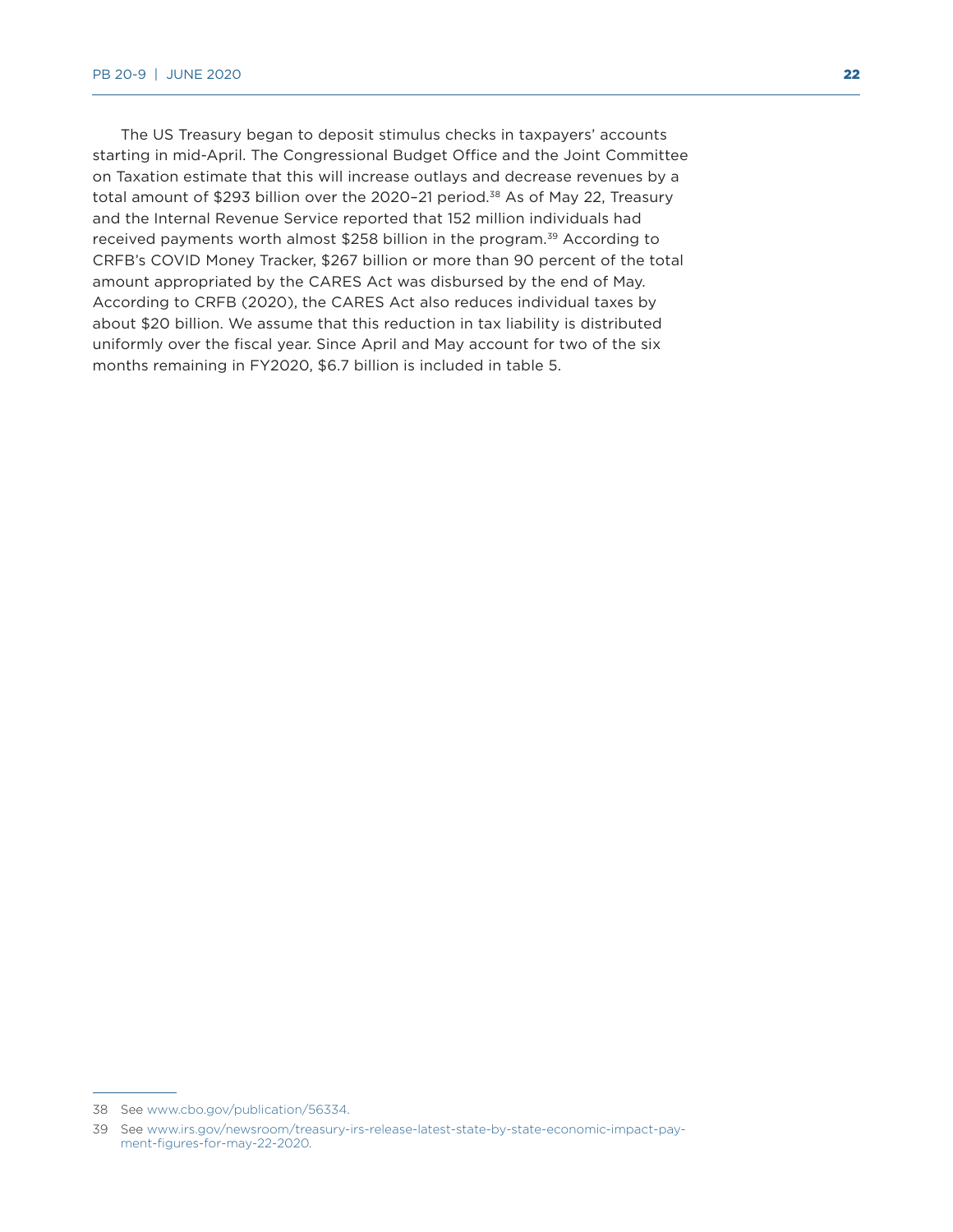The US Treasury began to deposit stimulus checks in taxpayers' accounts starting in mid-April. The Congressional Budget Office and the Joint Committee on Taxation estimate that this will increase outlays and decrease revenues by a total amount of $293 billion over the 2020–21 period.[38] As of May 22, Treasury and the Internal Revenue Service reported that 152 million individuals had received payments worth almost $258 billion in the program.[39] According to CRFB's COVID Money Tracker, $267 billion or more than 90 percent of the total amount appropriated by the CARES Act was disbursed by the end of May. According to CRFB (2020), the CARES Act also reduces individual taxes by about $20 billion. We assume that this reduction in tax liability is distributed uniformly over the fiscal year. Since April and May account for two of the six months remaining in FY2020, $6.7 billion is included in table 5.

---

38 See www.cbo.gov/publication/56334.

39 See www.irs.gov/newsroom/treasury-irs-release-latest-state-by-state-economic-impact-payment-figures-for-may-22-2020.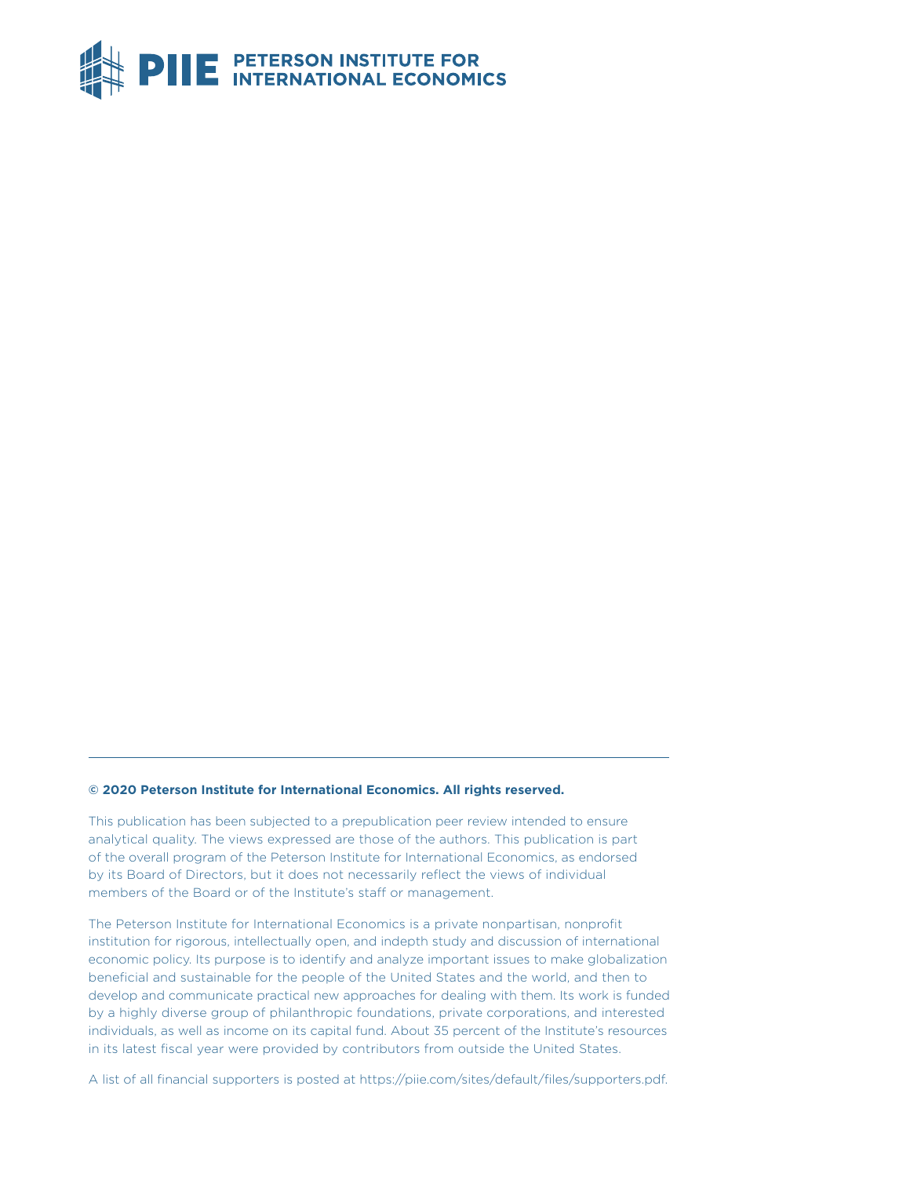**PIIE** PETERSON INSTITUTE FOR INTERNATIONAL ECONOMICS

**© 2020 Peterson Institute for International Economics. All rights reserved.**

This publication has been subjected to a prepublication peer review intended to ensure analytical quality. The views expressed are those of the authors. This publication is part of the overall program of the Peterson Institute for International Economics, as endorsed by its Board of Directors, but it does not necessarily reflect the views of individual members of the Board or of the Institute's staff or management.

The Peterson Institute for International Economics is a private nonpartisan, nonprofit institution for rigorous, intellectually open, and indepth study and discussion of international economic policy. Its purpose is to identify and analyze important issues to make globalization beneficial and sustainable for the people of the United States and the world, and then to develop and communicate practical new approaches for dealing with them. Its work is funded by a highly diverse group of philanthropic foundations, private corporations, and interested individuals, as well as income on its capital fund. About 35 percent of the Institute's resources in its latest fiscal year were provided by contributors from outside the United States.

A list of all financial supporters is posted at https://piie.com/sites/default/files/supporters.pdf.